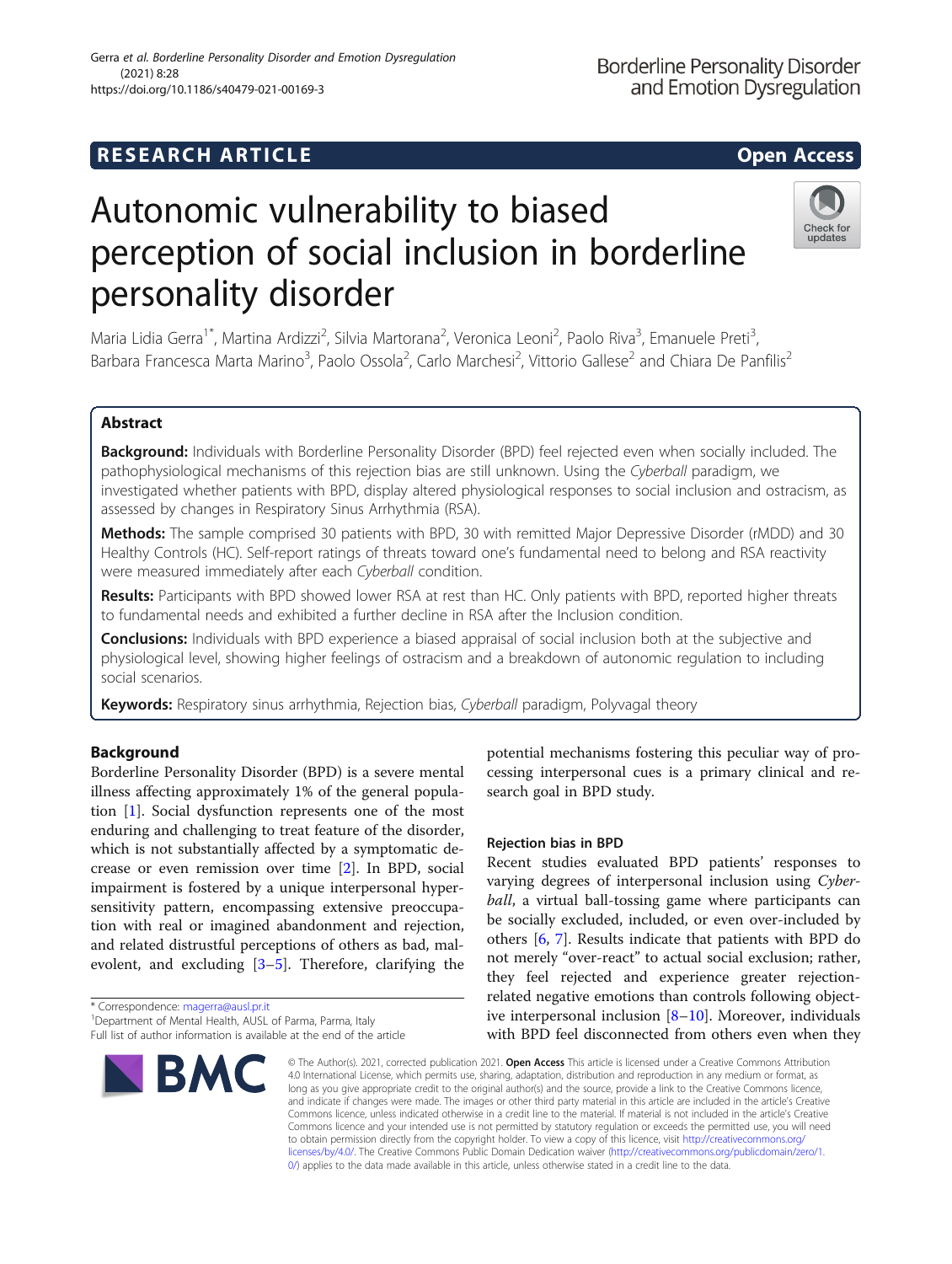RESEARCH ARTICLE

Open Access

# Autonomic vulnerability to biased perception of social inclusion in borderline personality disorder

Maria Lidia Gerra[1*], Martina Ardizzi[2], Silvia Martorana[2], Veronica Leoni[2], Paolo Riva[3], Emanuele Preti[3], Barbara Francesca Marta Marino[3], Paolo Ossola[2], Carlo Marchesi[2], Vittorio Gallese[2] and Chiara De Panfilis[2]

## Abstract

**Background:** Individuals with Borderline Personality Disorder (BPD) feel rejected even when socially included. The pathophysiological mechanisms of this rejection bias are still unknown. Using the *Cyberball* paradigm, we investigated whether patients with BPD, display altered physiological responses to social inclusion and ostracism, as assessed by changes in Respiratory Sinus Arrhythmia (RSA).

**Methods:** The sample comprised 30 patients with BPD, 30 with remitted Major Depressive Disorder (rMDD) and 30 Healthy Controls (HC). Self-report ratings of threats toward one's fundamental need to belong and RSA reactivity were measured immediately after each *Cyberball* condition.

**Results:** Participants with BPD showed lower RSA at rest than HC. Only patients with BPD, reported higher threats to fundamental needs and exhibited a further decline in RSA after the Inclusion condition.

**Conclusions:** Individuals with BPD experience a biased appraisal of social inclusion both at the subjective and physiological level, showing higher feelings of ostracism and a breakdown of autonomic regulation to including social scenarios.

**Keywords:** Respiratory sinus arrhythmia, Rejection bias, *Cyberball* paradigm, Polyvagal theory

## Background

Borderline Personality Disorder (BPD) is a severe mental illness affecting approximately 1% of the general population [1]. Social dysfunction represents one of the most enduring and challenging to treat feature of the disorder, which is not substantially affected by a symptomatic decrease or even remission over time [2]. In BPD, social impairment is fostered by a unique interpersonal hypersensitivity pattern, encompassing extensive preoccupation with real or imagined abandonment and rejection, and related distrustful perceptions of others as bad, malevolent, and excluding [3–5]. Therefore, clarifying the potential mechanisms fostering this peculiar way of processing interpersonal cues is a primary clinical and research goal in BPD study.

### Rejection bias in BPD

Recent studies evaluated BPD patients' responses to varying degrees of interpersonal inclusion using *Cyberball*, a virtual ball-tossing game where participants can be socially excluded, included, or even over-included by others [6, 7]. Results indicate that patients with BPD do not merely "over-react" to actual social exclusion; rather, they feel rejected and experience greater rejection-related negative emotions than controls following objective interpersonal inclusion [8–10]. Moreover, individuals with BPD feel disconnected from others even when they

* Correspondence: magerra@ausl.pr.it
[1]Department of Mental Health, AUSL of Parma, Parma, Italy
Full list of author information is available at the end of the article

© The Author(s). 2021, corrected publication 2021. **Open Access** This article is licensed under a Creative Commons Attribution 4.0 International License, which permits use, sharing, adaptation, distribution and reproduction in any medium or format, as long as you give appropriate credit to the original author(s) and the source, provide a link to the Creative Commons licence, and indicate if changes were made. The images or other third party material in this article are included in the article's Creative Commons licence, unless indicated otherwise in a credit line to the material. If material is not included in the article's Creative Commons licence and your intended use is not permitted by statutory regulation or exceeds the permitted use, you will need to obtain permission directly from the copyright holder. To view a copy of this licence, visit http://creativecommons.org/licenses/by/4.0/. The Creative Commons Public Domain Dedication waiver (http://creativecommons.org/publicdomain/zero/1.0/) applies to the data made available in this article, unless otherwise stated in a credit line to the data.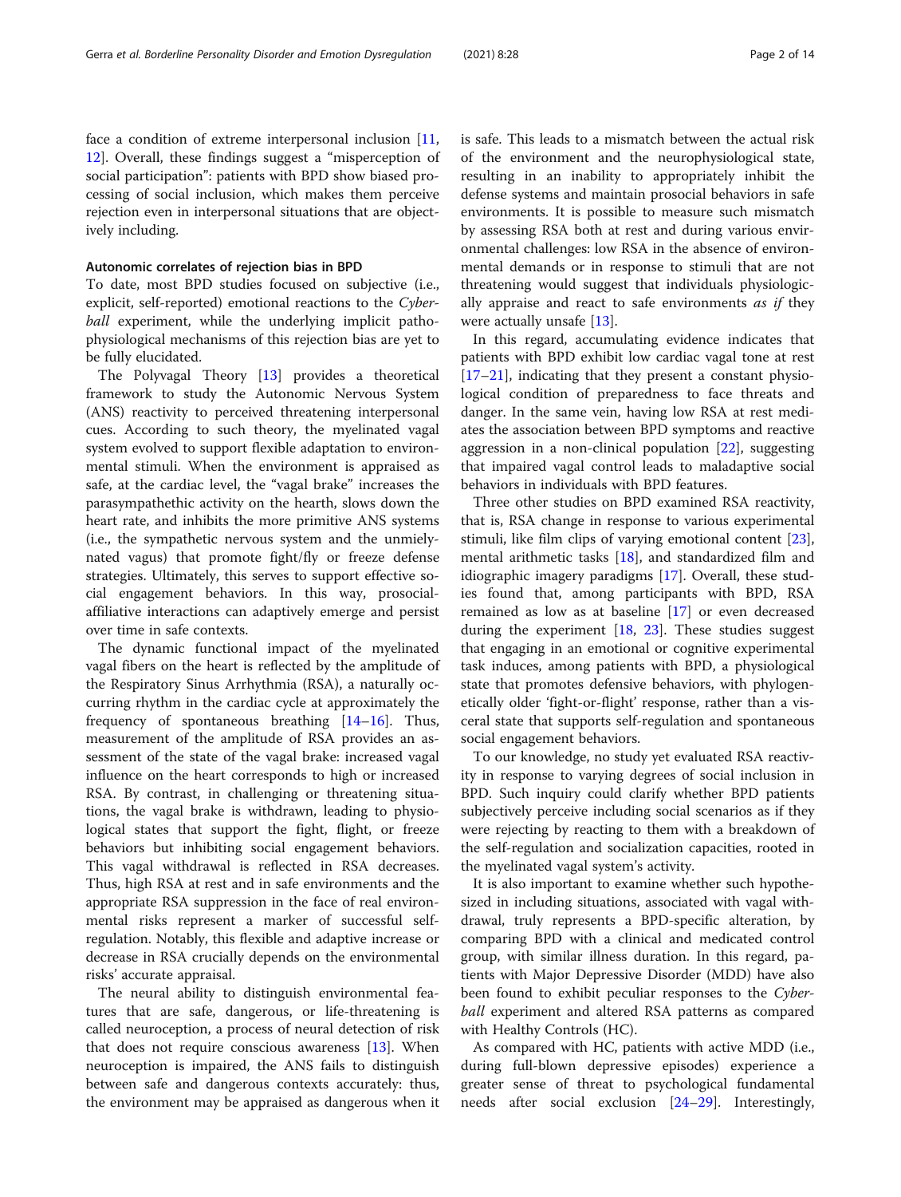face a condition of extreme interpersonal inclusion [11, 12]. Overall, these findings suggest a "misperception of social participation": patients with BPD show biased processing of social inclusion, which makes them perceive rejection even in interpersonal situations that are objectively including.

### Autonomic correlates of rejection bias in BPD

To date, most BPD studies focused on subjective (i.e., explicit, self-reported) emotional reactions to the *Cyberball* experiment, while the underlying implicit pathophysiological mechanisms of this rejection bias are yet to be fully elucidated.

The Polyvagal Theory [13] provides a theoretical framework to study the Autonomic Nervous System (ANS) reactivity to perceived threatening interpersonal cues. According to such theory, the myelinated vagal system evolved to support flexible adaptation to environmental stimuli. When the environment is appraised as safe, at the cardiac level, the "vagal brake" increases the parasympathetic activity on the hearth, slows down the heart rate, and inhibits the more primitive ANS systems (i.e., the sympathetic nervous system and the unmyelinated vagus) that promote fight/fly or freeze defense strategies. Ultimately, this serves to support effective social engagement behaviors. In this way, prosocial-affiliative interactions can adaptively emerge and persist over time in safe contexts.

The dynamic functional impact of the myelinated vagal fibers on the heart is reflected by the amplitude of the Respiratory Sinus Arrhythmia (RSA), a naturally occurring rhythm in the cardiac cycle at approximately the frequency of spontaneous breathing [14–16]. Thus, measurement of the amplitude of RSA provides an assessment of the state of the vagal brake: increased vagal influence on the heart corresponds to high or increased RSA. By contrast, in challenging or threatening situations, the vagal brake is withdrawn, leading to physiological states that support the fight, flight, or freeze behaviors but inhibiting social engagement behaviors. This vagal withdrawal is reflected in RSA decreases. Thus, high RSA at rest and in safe environments and the appropriate RSA suppression in the face of real environmental risks represent a marker of successful self-regulation. Notably, this flexible and adaptive increase or decrease in RSA crucially depends on the environmental risks' accurate appraisal.

The neural ability to distinguish environmental features that are safe, dangerous, or life-threatening is called neuroception, a process of neural detection of risk that does not require conscious awareness [13]. When neuroception is impaired, the ANS fails to distinguish between safe and dangerous contexts accurately: thus, the environment may be appraised as dangerous when it is safe. This leads to a mismatch between the actual risk of the environment and the neurophysiological state, resulting in an inability to appropriately inhibit the defense systems and maintain prosocial behaviors in safe environments. It is possible to measure such mismatch by assessing RSA both at rest and during various environmental challenges: low RSA in the absence of environmental demands or in response to stimuli that are not threatening would suggest that individuals physiologically appraise and react to safe environments *as if* they were actually unsafe [13].

In this regard, accumulating evidence indicates that patients with BPD exhibit low cardiac vagal tone at rest [17–21], indicating that they present a constant physiological condition of preparedness to face threats and danger. In the same vein, having low RSA at rest mediates the association between BPD symptoms and reactive aggression in a non-clinical population [22], suggesting that impaired vagal control leads to maladaptive social behaviors in individuals with BPD features.

Three other studies on BPD examined RSA reactivity, that is, RSA change in response to various experimental stimuli, like film clips of varying emotional content [23], mental arithmetic tasks [18], and standardized film and idiographic imagery paradigms [17]. Overall, these studies found that, among participants with BPD, RSA remained as low as at baseline [17] or even decreased during the experiment [18, 23]. These studies suggest that engaging in an emotional or cognitive experimental task induces, among patients with BPD, a physiological state that promotes defensive behaviors, with phylogenetically older 'fight-or-flight' response, rather than a visceral state that supports self-regulation and spontaneous social engagement behaviors.

To our knowledge, no study yet evaluated RSA reactivity in response to varying degrees of social inclusion in BPD. Such inquiry could clarify whether BPD patients subjectively perceive including social scenarios as if they were rejecting by reacting to them with a breakdown of the self-regulation and socialization capacities, rooted in the myelinated vagal system's activity.

It is also important to examine whether such hypothesized in including situations, associated with vagal withdrawal, truly represents a BPD-specific alteration, by comparing BPD with a clinical and medicated control group, with similar illness duration. In this regard, patients with Major Depressive Disorder (MDD) have also been found to exhibit peculiar responses to the *Cyberball* experiment and altered RSA patterns as compared with Healthy Controls (HC).

As compared with HC, patients with active MDD (i.e., during full-blown depressive episodes) experience a greater sense of threat to psychological fundamental needs after social exclusion [24–29]. Interestingly,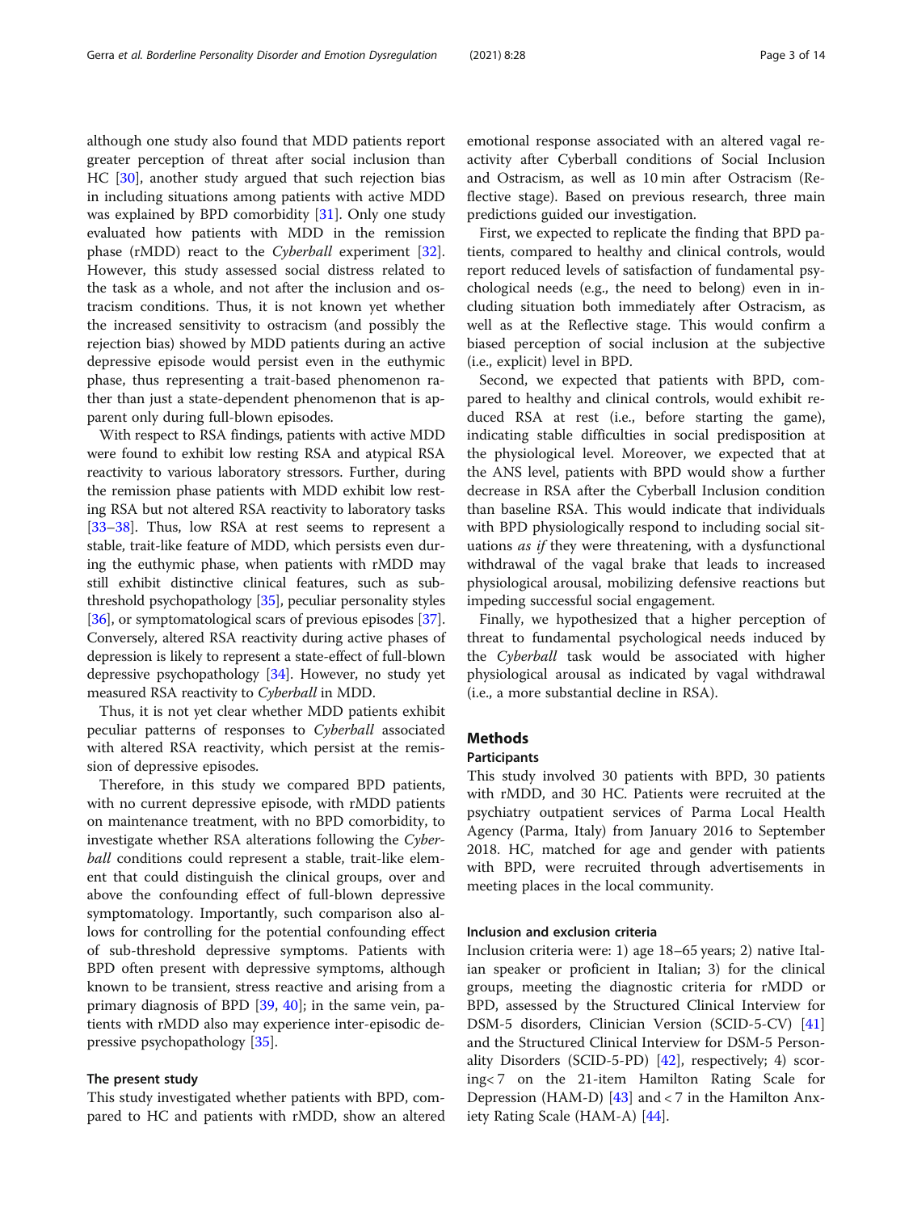although one study also found that MDD patients report greater perception of threat after social inclusion than HC [30], another study argued that such rejection bias in including situations among patients with active MDD was explained by BPD comorbidity [31]. Only one study evaluated how patients with MDD in the remission phase (rMDD) react to the *Cyberball* experiment [32]. However, this study assessed social distress related to the task as a whole, and not after the inclusion and ostracism conditions. Thus, it is not known yet whether the increased sensitivity to ostracism (and possibly the rejection bias) showed by MDD patients during an active depressive episode would persist even in the euthymic phase, thus representing a trait-based phenomenon rather than just a state-dependent phenomenon that is apparent only during full-blown episodes.

With respect to RSA findings, patients with active MDD were found to exhibit low resting RSA and atypical RSA reactivity to various laboratory stressors. Further, during the remission phase patients with MDD exhibit low resting RSA but not altered RSA reactivity to laboratory tasks [33–38]. Thus, low RSA at rest seems to represent a stable, trait-like feature of MDD, which persists even during the euthymic phase, when patients with rMDD may still exhibit distinctive clinical features, such as subthreshold psychopathology [35], peculiar personality styles [36], or symptomatological scars of previous episodes [37]. Conversely, altered RSA reactivity during active phases of depression is likely to represent a state-effect of full-blown depressive psychopathology [34]. However, no study yet measured RSA reactivity to *Cyberball* in MDD.

Thus, it is not yet clear whether MDD patients exhibit peculiar patterns of responses to *Cyberball* associated with altered RSA reactivity, which persist at the remission of depressive episodes.

Therefore, in this study we compared BPD patients, with no current depressive episode, with rMDD patients on maintenance treatment, with no BPD comorbidity, to investigate whether RSA alterations following the *Cyberball* conditions could represent a stable, trait-like element that could distinguish the clinical groups, over and above the confounding effect of full-blown depressive symptomatology. Importantly, such comparison also allows for controlling for the potential confounding effect of sub-threshold depressive symptoms. Patients with BPD often present with depressive symptoms, although known to be transient, stress reactive and arising from a primary diagnosis of BPD [39, 40]; in the same vein, patients with rMDD also may experience inter-episodic depressive psychopathology [35].

### The present study

This study investigated whether patients with BPD, compared to HC and patients with rMDD, show an altered emotional response associated with an altered vagal reactivity after Cyberball conditions of Social Inclusion and Ostracism, as well as 10 min after Ostracism (Reflective stage). Based on previous research, three main predictions guided our investigation.

First, we expected to replicate the finding that BPD patients, compared to healthy and clinical controls, would report reduced levels of satisfaction of fundamental psychological needs (e.g., the need to belong) even in including situation both immediately after Ostracism, as well as at the Reflective stage. This would confirm a biased perception of social inclusion at the subjective (i.e., explicit) level in BPD.

Second, we expected that patients with BPD, compared to healthy and clinical controls, would exhibit reduced RSA at rest (i.e., before starting the game), indicating stable difficulties in social predisposition at the physiological level. Moreover, we expected that at the ANS level, patients with BPD would show a further decrease in RSA after the Cyberball Inclusion condition than baseline RSA. This would indicate that individuals with BPD physiologically respond to including social situations *as if* they were threatening, with a dysfunctional withdrawal of the vagal brake that leads to increased physiological arousal, mobilizing defensive reactions but impeding successful social engagement.

Finally, we hypothesized that a higher perception of threat to fundamental psychological needs induced by the *Cyberball* task would be associated with higher physiological arousal as indicated by vagal withdrawal (i.e., a more substantial decline in RSA).

## Methods

### Participants

This study involved 30 patients with BPD, 30 patients with rMDD, and 30 HC. Patients were recruited at the psychiatry outpatient services of Parma Local Health Agency (Parma, Italy) from January 2016 to September 2018. HC, matched for age and gender with patients with BPD, were recruited through advertisements in meeting places in the local community.

### Inclusion and exclusion criteria

Inclusion criteria were: 1) age 18–65 years; 2) native Italian speaker or proficient in Italian; 3) for the clinical groups, meeting the diagnostic criteria for rMDD or BPD, assessed by the Structured Clinical Interview for DSM-5 disorders, Clinician Version (SCID-5-CV) [41] and the Structured Clinical Interview for DSM-5 Personality Disorders (SCID-5-PD) [42], respectively; 4) scoring $< 7$ on the 21-item Hamilton Rating Scale for Depression (HAM-D) [43] and $< 7$ in the Hamilton Anxiety Rating Scale (HAM-A) [44].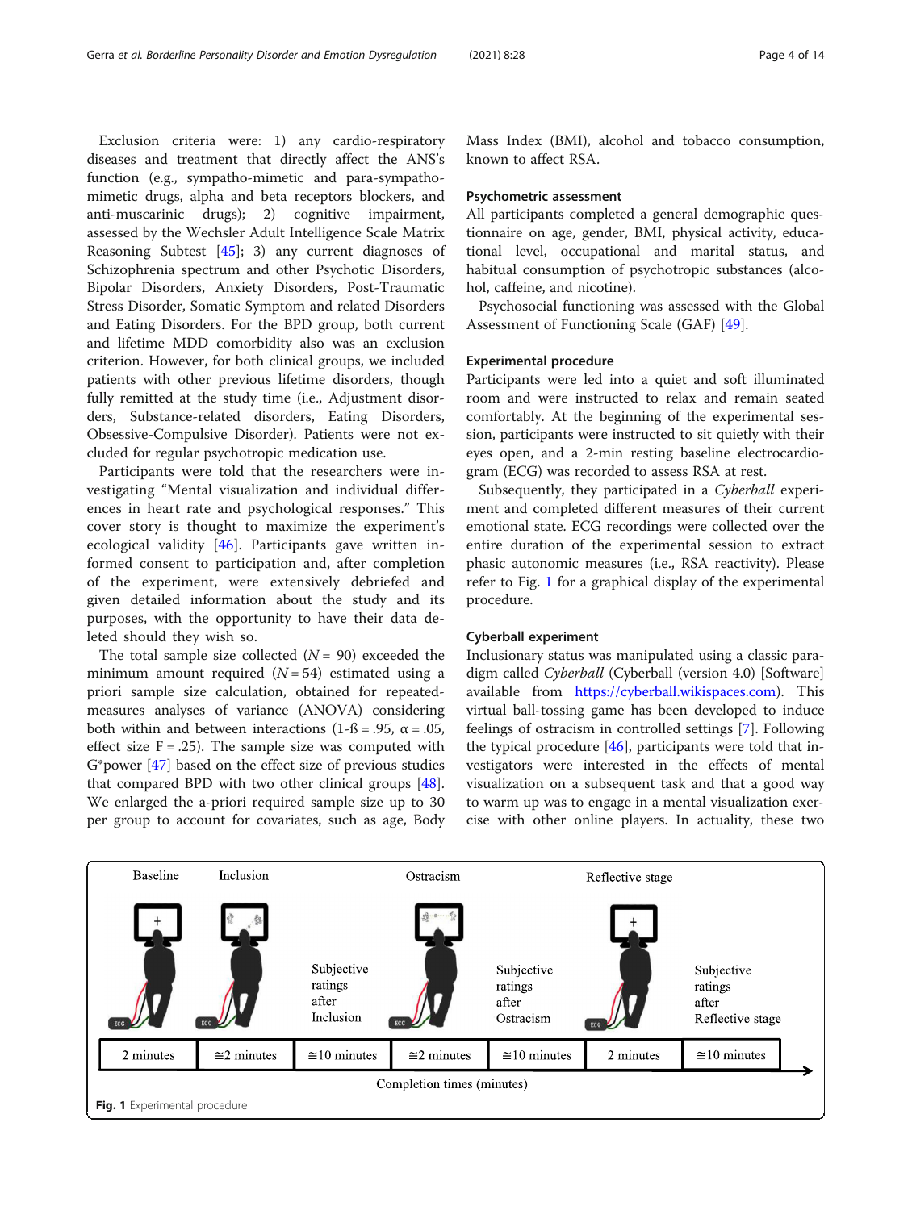Exclusion criteria were: 1) any cardio-respiratory diseases and treatment that directly affect the ANS's function (e.g., sympatho-mimetic and para-sympatho-mimetic drugs, alpha and beta receptors blockers, and anti-muscarinic drugs); 2) cognitive impairment, assessed by the Wechsler Adult Intelligence Scale Matrix Reasoning Subtest [45]; 3) any current diagnoses of Schizophrenia spectrum and other Psychotic Disorders, Bipolar Disorders, Anxiety Disorders, Post-Traumatic Stress Disorder, Somatic Symptom and related Disorders and Eating Disorders. For the BPD group, both current and lifetime MDD comorbidity also was an exclusion criterion. However, for both clinical groups, we included patients with other previous lifetime disorders, though fully remitted at the study time (i.e., Adjustment disorders, Substance-related disorders, Eating Disorders, Obsessive-Compulsive Disorder). Patients were not excluded for regular psychotropic medication use.

Participants were told that the researchers were investigating "Mental visualization and individual differences in heart rate and psychological responses." This cover story is thought to maximize the experiment's ecological validity [46]. Participants gave written informed consent to participation and, after completion of the experiment, were extensively debriefed and given detailed information about the study and its purposes, with the opportunity to have their data deleted should they wish so.

The total sample size collected ($N = 90$) exceeded the minimum amount required ($N = 54$) estimated using a priori sample size calculation, obtained for repeated-measures analyses of variance (ANOVA) considering both within and between interactions ($1\text{-}ß = .95$, $\alpha = .05$, effect size $F = .25$). The sample size was computed with G*power [47] based on the effect size of previous studies that compared BPD with two other clinical groups [48]. We enlarged the a-priori required sample size up to 30 per group to account for covariates, such as age, Body Mass Index (BMI), alcohol and tobacco consumption, known to affect RSA.

### Psychometric assessment

All participants completed a general demographic questionnaire on age, gender, BMI, physical activity, educational level, occupational and marital status, and habitual consumption of psychotropic substances (alcohol, caffeine, and nicotine).

Psychosocial functioning was assessed with the Global Assessment of Functioning Scale (GAF) [49].

### Experimental procedure

Participants were led into a quiet and soft illuminated room and were instructed to relax and remain seated comfortably. At the beginning of the experimental session, participants were instructed to sit quietly with their eyes open, and a 2-min resting baseline electrocardiogram (ECG) was recorded to assess RSA at rest.

Subsequently, they participated in a *Cyberball* experiment and completed different measures of their current emotional state. ECG recordings were collected over the entire duration of the experimental session to extract phasic autonomic measures (i.e., RSA reactivity). Please refer to Fig. 1 for a graphical display of the experimental procedure.

### Cyberball experiment

Inclusionary status was manipulated using a classic paradigm called *Cyberball* (Cyberball (version 4.0) [Software] available from https://cyberball.wikispaces.com). This virtual ball-tossing game has been developed to induce feelings of ostracism in controlled settings [7]. Following the typical procedure [46], participants were told that investigators were interested in the effects of mental visualization on a subsequent task and that a good way to warm up was to engage in a mental visualization exercise with other online players. In actuality, these two

| Baseline | Inclusion | Subjective ratings after Inclusion | Ostracism | Subjective ratings after Ostracism | Reflective stage | Subjective ratings after Reflective stage |
|---|---|---|---|---|---|---|
| 2 minutes | ≅2 minutes | ≅10 minutes | ≅2 minutes | ≅10 minutes | 2 minutes | ≅10 minutes |

Completion times (minutes)

**Fig. 1** Experimental procedure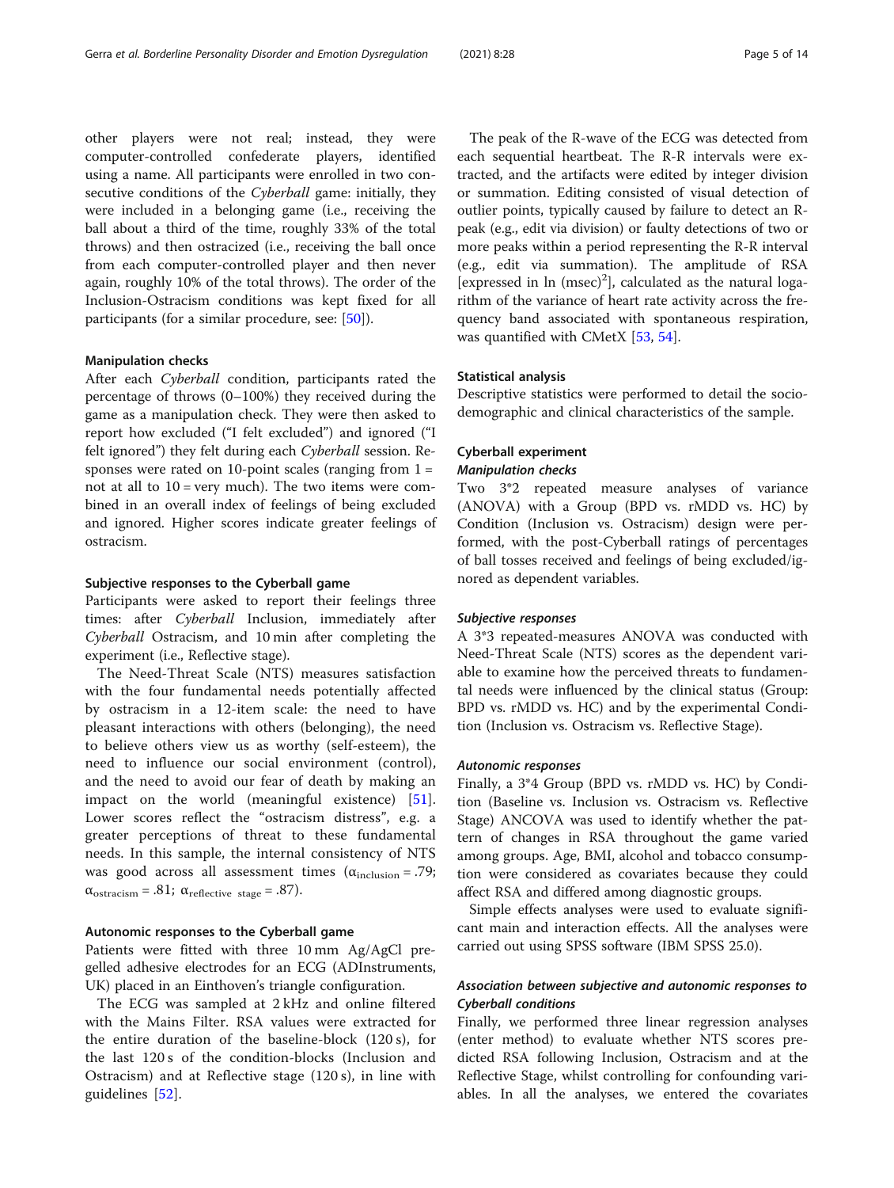other players were not real; instead, they were computer-controlled confederate players, identified using a name. All participants were enrolled in two consecutive conditions of the *Cyberball* game: initially, they were included in a belonging game (i.e., receiving the ball about a third of the time, roughly 33% of the total throws) and then ostracized (i.e., receiving the ball once from each computer-controlled player and then never again, roughly 10% of the total throws). The order of the Inclusion-Ostracism conditions was kept fixed for all participants (for a similar procedure, see: [50]).

#### Manipulation checks

After each *Cyberball* condition, participants rated the percentage of throws (0–100%) they received during the game as a manipulation check. They were then asked to report how excluded ("I felt excluded") and ignored ("I felt ignored") they felt during each *Cyberball* session. Responses were rated on 10-point scales (ranging from 1 = not at all to 10 = very much). The two items were combined in an overall index of feelings of being excluded and ignored. Higher scores indicate greater feelings of ostracism.

#### Subjective responses to the Cyberball game

Participants were asked to report their feelings three times: after *Cyberball* Inclusion, immediately after *Cyberball* Ostracism, and 10 min after completing the experiment (i.e., Reflective stage).

The Need-Threat Scale (NTS) measures satisfaction with the four fundamental needs potentially affected by ostracism in a 12-item scale: the need to have pleasant interactions with others (belonging), the need to believe others view us as worthy (self-esteem), the need to influence our social environment (control), and the need to avoid our fear of death by making an impact on the world (meaningful existence) [51]. Lower scores reflect the "ostracism distress", e.g. a greater perceptions of threat to these fundamental needs. In this sample, the internal consistency of NTS was good across all assessment times ($\alpha_{\text{inclusion}} = .79$; $\alpha_{\text{ostracism}} = .81$; $\alpha_{\text{reflective stage}} = .87$).

#### Autonomic responses to the Cyberball game

Patients were fitted with three 10 mm Ag/AgCl pre-gelled adhesive electrodes for an ECG (ADInstruments, UK) placed in an Einthoven's triangle configuration.

The ECG was sampled at 2 kHz and online filtered with the Mains Filter. RSA values were extracted for the entire duration of the baseline-block (120 s), for the last 120 s of the condition-blocks (Inclusion and Ostracism) and at Reflective stage (120 s), in line with guidelines [52].

The peak of the R-wave of the ECG was detected from each sequential heartbeat. The R-R intervals were extracted, and the artifacts were edited by integer division or summation. Editing consisted of visual detection of outlier points, typically caused by failure to detect an R-peak (e.g., edit via division) or faulty detections of two or more peaks within a period representing the R-R interval (e.g., edit via summation). The amplitude of RSA [expressed in ln $(\text{msec})^2$], calculated as the natural logarithm of the variance of heart rate activity across the frequency band associated with spontaneous respiration, was quantified with CMetX [53, 54].

#### Statistical analysis

Descriptive statistics were performed to detail the sociodemographic and clinical characteristics of the sample.

#### Cyberball experiment

##### *Manipulation checks*

Two 3*2 repeated measure analyses of variance (ANOVA) with a Group (BPD vs. rMDD vs. HC) by Condition (Inclusion vs. Ostracism) design were performed, with the post-Cyberball ratings of percentages of ball tosses received and feelings of being excluded/ignored as dependent variables.

##### *Subjective responses*

A 3*3 repeated-measures ANOVA was conducted with Need-Threat Scale (NTS) scores as the dependent variable to examine how the perceived threats to fundamental needs were influenced by the clinical status (Group: BPD vs. rMDD vs. HC) and by the experimental Condition (Inclusion vs. Ostracism vs. Reflective Stage).

##### *Autonomic responses*

Finally, a 3*4 Group (BPD vs. rMDD vs. HC) by Condition (Baseline vs. Inclusion vs. Ostracism vs. Reflective Stage) ANCOVA was used to identify whether the pattern of changes in RSA throughout the game varied among groups. Age, BMI, alcohol and tobacco consumption were considered as covariates because they could affect RSA and differed among diagnostic groups.

Simple effects analyses were used to evaluate significant main and interaction effects. All the analyses were carried out using SPSS software (IBM SPSS 25.0).

##### *Association between subjective and autonomic responses to Cyberball conditions*

Finally, we performed three linear regression analyses (enter method) to evaluate whether NTS scores predicted RSA following Inclusion, Ostracism and at the Reflective Stage, whilst controlling for confounding variables. In all the analyses, we entered the covariates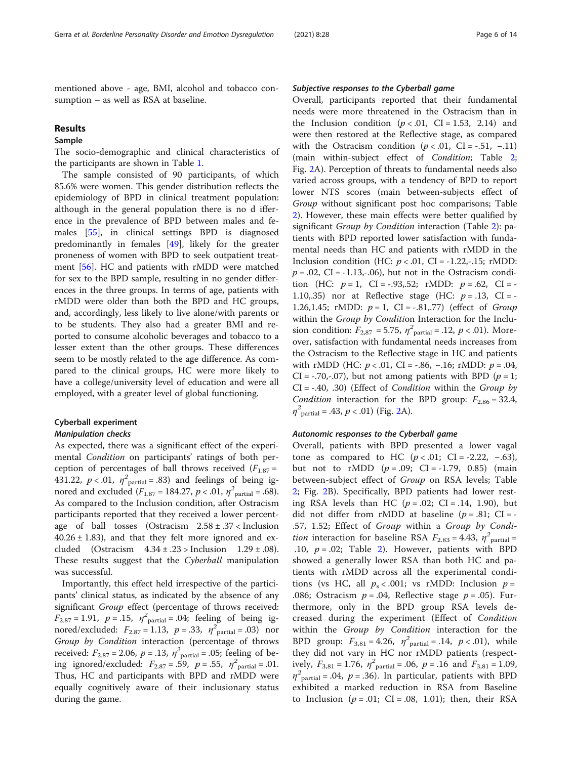mentioned above - age, BMI, alcohol and tobacco consumption – as well as RSA at baseline.

## Results

### Sample

The socio-demographic and clinical characteristics of the participants are shown in Table 1.

The sample consisted of 90 participants, of which 85.6% were women. This gender distribution reflects the epidemiology of BPD in clinical treatment population: although in the general population there is no d ifference in the prevalence of BPD between males and females [55], in clinical settings BPD is diagnosed predominantly in females [49], likely for the greater proneness of women with BPD to seek outpatient treatment [56]. HC and patients with rMDD were matched for sex to the BPD sample, resulting in no gender differences in the three groups. In terms of age, patients with rMDD were older than both the BPD and HC groups, and, accordingly, less likely to live alone/with parents or to be students. They also had a greater BMI and reported to consume alcoholic beverages and tobacco to a lesser extent than the other groups. These differences seem to be mostly related to the age difference. As compared to the clinical groups, HC were more likely to have a college/university level of education and were all employed, with a greater level of global functioning.

### Cyberball experiment

#### *Manipulation checks*

As expected, there was a significant effect of the experimental *Condition* on participants' ratings of both perception of percentages of ball throws received ($F_{1,87}$ = 431.22, $p < .01$, $\eta^2_{partial}$ = .83) and feelings of being ignored and excluded ($F_{1,87}$ = 184.27, $p < .01$, $\eta^2_{partial}$ = .68). As compared to the Inclusion condition, after Ostracism participants reported that they received a lower percentage of ball tosses (Ostracism 2.58 ± .37 < Inclusion 40.26 ± 1.83), and that they felt more ignored and excluded (Ostracism 4.34 ± .23 > Inclusion 1.29 ± .08). These results suggest that the *Cyberball* manipulation was successful.

Importantly, this effect held irrespective of the participants' clinical status, as indicated by the absence of any significant Group effect (percentage of throws received: $F_{2,87}$ = 1.91, $p$ = .15, $\eta^2_{partial}$ = .04; feeling of being ignored/excluded: $F_{2,87}$ = 1.13, $p$ = .33, $\eta^2_{partial}$ = .03) nor *Group by Condition* interaction (percentage of throws received: $F_{2,87}$ = 2.06, $p$ = .13, $\eta^2_{partial}$ = .05; feeling of being ignored/excluded: $F_{2,87}$ = .59, $p$ = .55, $\eta^2_{partial}$ = .01. Thus, HC and participants with BPD and rMDD were equally cognitively aware of their inclusionary status during the game.

#### *Subjective responses to the Cyberball game*

Overall, participants reported that their fundamental needs were more threatened in the Ostracism than in the Inclusion condition ($p < .01$, CI = 1.53, 2.14) and were then restored at the Reflective stage, as compared with the Ostracism condition ($p < .01$, CI = -.51, −.11) (main within-subject effect of *Condition*; Table 2; Fig. 2A). Perception of threats to fundamental needs also varied across groups, with a tendency of BPD to report lower NTS scores (main between-subjects effect of *Group* without significant post hoc comparisons; Table 2). However, these main effects were better qualified by significant *Group by Condition* interaction (Table 2): patients with BPD reported lower satisfaction with fundamental needs than HC and patients with rMDD in the Inclusion condition (HC: $p < .01$, CI = -1.22,-.15; rMDD: $p$ = .02, CI = -1.13,-.06), but not in the Ostracism condition (HC: $p$ = 1, CI = -.93,.52; rMDD: $p$ = .62, CI = -1.10,.35) nor at Reflective stage (HC: $p$ = .13, CI = -1.26,1.45; rMDD: $p$ = 1, CI = -.81,.77) (effect of *Group* within the *Group by Condition* Interaction for the Inclusion condition: $F_{2,87}$ = 5.75, $\eta^2_{partial}$ = .12, $p < .01$). Moreover, satisfaction with fundamental needs increases from the Ostracism to the Reflective stage in HC and patients with rMDD (HC: $p < .01$, CI = -.86, −.16; rMDD: $p$ = .04, CI = -.70,-.07), but not among patients with BPD ($p$ = 1; CI = -.40, .30) (Effect of *Condition* within the *Group by Condition* interaction for the BPD group: $F_{2,86}$ = 32.4, $\eta^2_{partial}$ = .43, $p < .01$) (Fig. 2A).

#### *Autonomic responses to the Cyberball game*

Overall, patients with BPD presented a lower vagal tone as compared to HC ($p < .01$; CI = -2.22, −.63), but not to rMDD ($p$ = .09; CI = -1.79, 0.85) (main between-subject effect of *Group* on RSA levels; Table 2; Fig. 2B). Specifically, BPD patients had lower resting RSA levels than HC ($p$ = .02; CI = .14, 1.90), but did not differ from rMDD at baseline ($p$ = .81; CI = -.57, 1.52; Effect of *Group* within a *Group by Condition* interaction for baseline RSA $F_{2,83}$ = 4.43, $\eta^2_{partial}$ = .10, $p$ = .02; Table 2). However, patients with BPD showed a generally lower RSA than both HC and patients with rMDD across all the experimental conditions (vs HC, all $p_s < .001$; vs rMDD: Inclusion $p$ = .086; Ostracism $p$ = .04, Reflective stage $p$ = .05). Furthermore, only in the BPD group RSA levels decreased during the experiment (Effect of *Condition* within the *Group by Condition* interaction for the BPD group: $F_{3,81}$ = 4.26, $\eta^2_{partial}$ = .14, $p < .01$), while they did not vary in HC nor rMDD patients (respectively, $F_{3,81}$ = 1.76, $\eta^2_{partial}$ = .06, $p$ = .16 and $F_{3,81}$ = 1.09, $\eta^2_{partial}$ = .04, $p$ = .36). In particular, patients with BPD exhibited a marked reduction in RSA from Baseline to Inclusion ($p$ = .01; CI = .08, 1.01); then, their RSA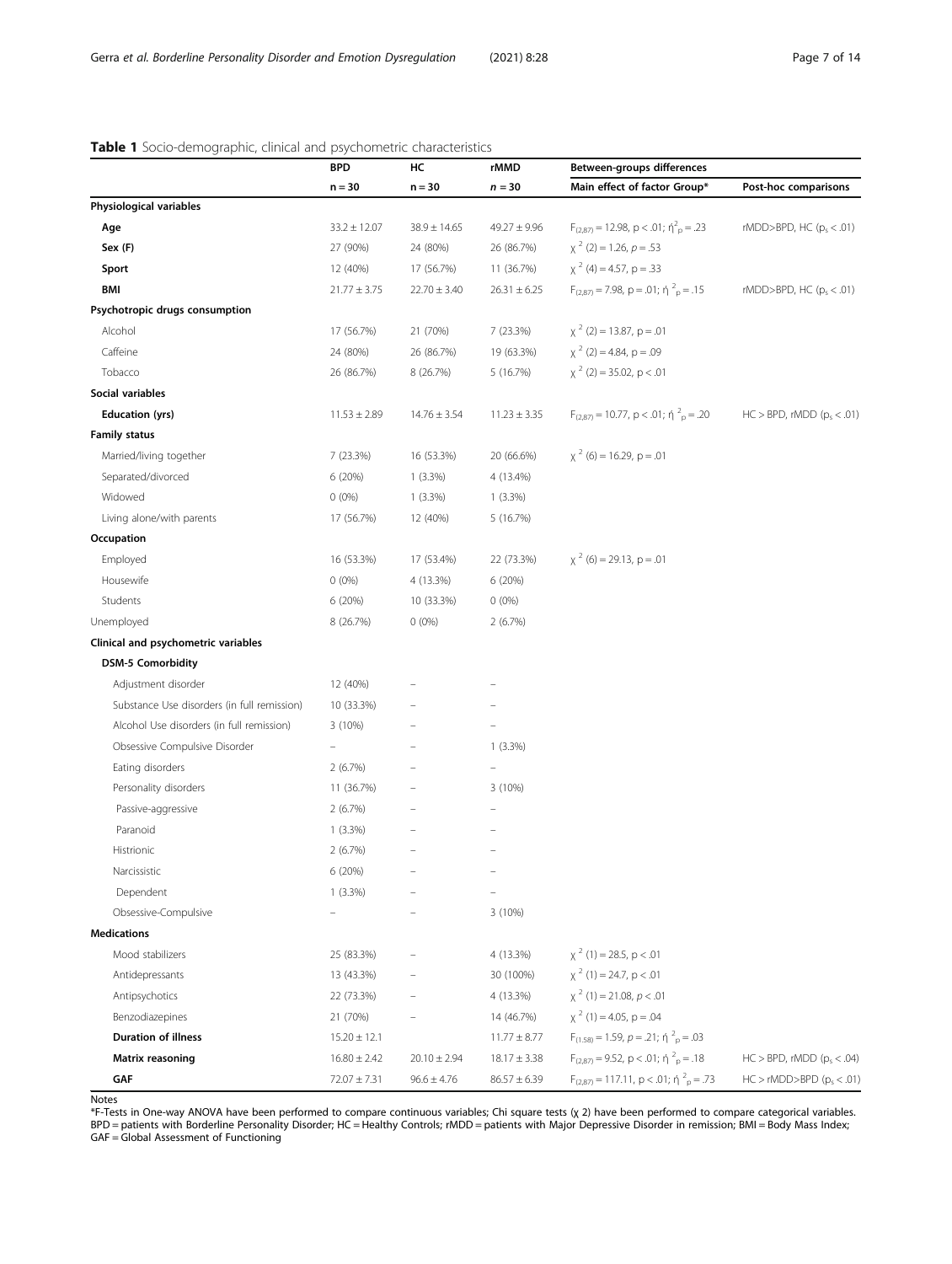**Table 1** Socio-demographic, clinical and psychometric characteristics

| | BPD | HC | rMMD | Between-groups differences | |
|---|---|---|---|---|---|
| | n = 30 | n = 30 | n = 30 | Main effect of factor Group* | Post-hoc comparisons |
| **Physiological variables** | | | | | |
| **Age** | 33.2 ± 12.07 | 38.9 ± 14.65 | 49.27 ± 9.96 | $F_{(2,87)} = 12.98$, $p < .01$; $ή^2_p = .23$ | rMDD>BPD, HC ($p_s < .01$) |
| **Sex (F)** | 27 (90%) | 24 (80%) | 26 (86.7%) | $χ^2$ (2) = 1.26, $p = .53$ | |
| **Sport** | 12 (40%) | 17 (56.7%) | 11 (36.7%) | $χ^2$ (4) = 4.57, p = .33 | |
| **BMI** | 21.77 ± 3.75 | 22.70 ± 3.40 | 26.31 ± 6.25 | $F_{(2,87)} = 7.98$, p = .01; $ή^2_p = .15$ | rMDD>BPD, HC ($p_s < .01$) |
| **Psychotropic drugs consumption** | | | | | |
| Alcohol | 17 (56.7%) | 21 (70%) | 7 (23.3%) | $χ^2$ (2) = 13.87, p = .01 | |
| Caffeine | 24 (80%) | 26 (86.7%) | 19 (63.3%) | $χ^2$ (2) = 4.84, p = .09 | |
| Tobacco | 26 (86.7%) | 8 (26.7%) | 5 (16.7%) | $χ^2$ (2) = 35.02, p < .01 | |
| **Social variables** | | | | | |
| **Education (yrs)** | 11.53 ± 2.89 | 14.76 ± 3.54 | 11.23 ± 3.35 | $F_{(2,87)} = 10.77$, p < .01; $ή^2_p = .20$ | HC > BPD, rMDD ($p_s < .01$) |
| **Family status** | | | | | |
| Married/living together | 7 (23.3%) | 16 (53.3%) | 20 (66.6%) | $χ^2$ (6) = 16.29, p = .01 | |
| Separated/divorced | 6 (20%) | 1 (3.3%) | 4 (13.4%) | | |
| Widowed | 0 (0%) | 1 (3.3%) | 1 (3.3%) | | |
| Living alone/with parents | 17 (56.7%) | 12 (40%) | 5 (16.7%) | | |
| **Occupation** | | | | | |
| Employed | 16 (53.3%) | 17 (53.4%) | 22 (73.3%) | $χ^2$ (6) = 29.13, p = .01 | |
| Housewife | 0 (0%) | 4 (13.3%) | 6 (20%) | | |
| Students | 6 (20%) | 10 (33.3%) | 0 (0%) | | |
| Unemployed | 8 (26.7%) | 0 (0%) | 2 (6.7%) | | |
| **Clinical and psychometric variables** | | | | | |
| **DSM-5 Comorbidity** | | | | | |
| Adjustment disorder | 12 (40%) | – | – | | |
| Substance Use disorders (in full remission) | 10 (33.3%) | – | – | | |
| Alcohol Use disorders (in full remission) | 3 (10%) | – | – | | |
| Obsessive Compulsive Disorder | – | – | 1 (3.3%) | | |
| Eating disorders | 2 (6.7%) | – | – | | |
| Personality disorders | 11 (36.7%) | – | 3 (10%) | | |
| Passive-aggressive | 2 (6.7%) | – | – | | |
| Paranoid | 1 (3.3%) | – | – | | |
| Histrionic | 2 (6.7%) | – | – | | |
| Narcissistic | 6 (20%) | – | – | | |
| Dependent | 1 (3.3%) | – | – | | |
| Obsessive-Compulsive | – | – | 3 (10%) | | |
| **Medications** | | | | | |
| Mood stabilizers | 25 (83.3%) | – | 4 (13.3%) | $χ^2$ (1) = 28.5, p < .01 | |
| Antidepressants | 13 (43.3%) | – | 30 (100%) | $χ^2$ (1) = 24.7, p < .01 | |
| Antipsychotics | 22 (73.3%) | – | 4 (13.3%) | $χ^2$ (1) = 21.08, $p < .01$ | |
| Benzodiazepines | 21 (70%) | – | 14 (46.7%) | $χ^2$ (1) = 4.05, p = .04 | |
| **Duration of illness** | 15.20 ± 12.1 | | 11.77 ± 8.77 | $F_{(1,58)} = 1.59$, $p = .21$; $ή^2_p = .03$ | |
| **Matrix reasoning** | 16.80 ± 2.42 | 20.10 ± 2.94 | 18.17 ± 3.38 | $F_{(2,87)} = 9.52$, p < .01; $ή^2_p = .18$ | HC > BPD, rMDD ($p_s < .04$) |
| **GAF** | 72.07 ± 7.31 | 96.6 ± 4.76 | 86.57 ± 6.39 | $F_{(2,87)} = 117.11$, p < .01; $ή^2_p = .73$ | HC > rMDD>BPD ($p_s < .01$) |

Notes

*F-Tests in One-way ANOVA have been performed to compare continuous variables; Chi square tests (χ 2) have been performed to compare categorical variables. BPD = patients with Borderline Personality Disorder; HC = Healthy Controls; rMDD = patients with Major Depressive Disorder in remission; BMI = Body Mass Index; GAF = Global Assessment of Functioning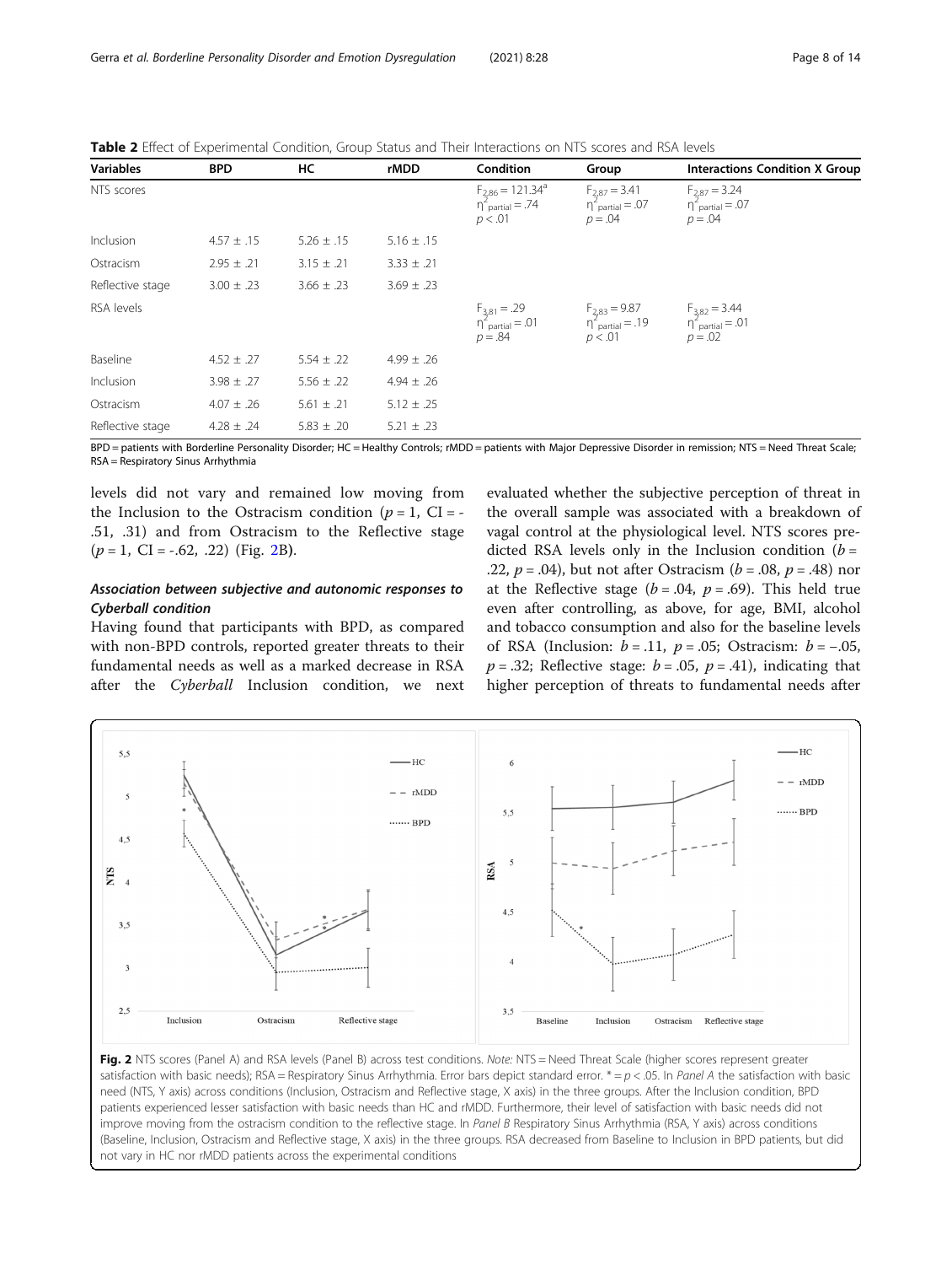**Table 2** Effect of Experimental Condition, Group Status and Their Interactions on NTS scores and RSA levels

| Variables | BPD | HC | rMDD | Condition | Group | Interactions Condition X Group |
|---|---|---|---|---|---|---|
| NTS scores | | | | $F_{2,86} = 121.34^{a}$ $\eta^{2}_{partial} = .74$ $p < .01$ | $F_{2,87} = 3.41$ $\eta^{2}_{partial} = .07$ $p = .04$ | $F_{2,87} = 3.24$ $\eta^{2}_{partial} = .07$ $p = .04$ |
| Inclusion | 4.57 ± .15 | 5.26 ± .15 | 5.16 ± .15 | | | |
| Ostracism | 2.95 ± .21 | 3.15 ± .21 | 3.33 ± .21 | | | |
| Reflective stage | 3.00 ± .23 | 3.66 ± .23 | 3.69 ± .23 | | | |
| RSA levels | | | | $F_{3,81} = .29$ $\eta^{2}_{partial} = .01$ $p = .84$ | $F_{2,83} = 9.87$ $\eta^{2}_{partial} = .19$ $p < .01$ | $F_{3,82} = 3.44$ $\eta^{2}_{partial} = .01$ $p = .02$ |
| Baseline | 4.52 ± .27 | 5.54 ± .22 | 4.99 ± .26 | | | |
| Inclusion | 3.98 ± .27 | 5.56 ± .22 | 4.94 ± .26 | | | |
| Ostracism | 4.07 ± .26 | 5.61 ± .21 | 5.12 ± .25 | | | |
| Reflective stage | 4.28 ± .24 | 5.83 ± .20 | 5.21 ± .23 | | | |

BPD = patients with Borderline Personality Disorder; HC = Healthy Controls; rMDD = patients with Major Depressive Disorder in remission; NTS = Need Threat Scale; RSA = Respiratory Sinus Arrhythmia

levels did not vary and remained low moving from the Inclusion to the Ostracism condition ($p = 1$, CI = -.51, .31) and from Ostracism to the Reflective stage ($p = 1$, CI = -.62, .22) (Fig. 2B).

### *Association between subjective and autonomic responses to Cyberball condition*

Having found that participants with BPD, as compared with non-BPD controls, reported greater threats to their fundamental needs as well as a marked decrease in RSA after the *Cyberball* Inclusion condition, we next evaluated whether the subjective perception of threat in the overall sample was associated with a breakdown of vagal control at the physiological level. NTS scores predicted RSA levels only in the Inclusion condition ($b = .22$, $p = .04$), but not after Ostracism ($b = .08$, $p = .48$) nor at the Reflective stage ($b = .04$, $p = .69$). This held true even after controlling, as above, for age, BMI, alcohol and tobacco consumption and also for the baseline levels of RSA (Inclusion: $b = .11$, $p = .05$; Ostracism: $b = -.05$, $p = .32$; Reflective stage: $b = .05$, $p = .41$), indicating that higher perception of threats to fundamental needs after

**Fig. 2** NTS scores (Panel A) and RSA levels (Panel B) across test conditions. *Note:* NTS = Need Threat Scale (higher scores represent greater satisfaction with basic needs); RSA = Respiratory Sinus Arrhythmia. Error bars depict standard error. * = $p < .05$. In *Panel A* the satisfaction with basic need (NTS, Y axis) across conditions (Inclusion, Ostracism and Reflective stage, X axis) in the three groups. After the Inclusion condition, BPD patients experienced lesser satisfaction with basic needs than HC and rMDD. Furthermore, their level of satisfaction with basic needs did not improve moving from the ostracism condition to the reflective stage. In *Panel B* Respiratory Sinus Arrhythmia (RSA, Y axis) across conditions (Baseline, Inclusion, Ostracism and Reflective stage, X axis) in the three groups. RSA decreased from Baseline to Inclusion in BPD patients, but did not vary in HC nor rMDD patients across the experimental conditions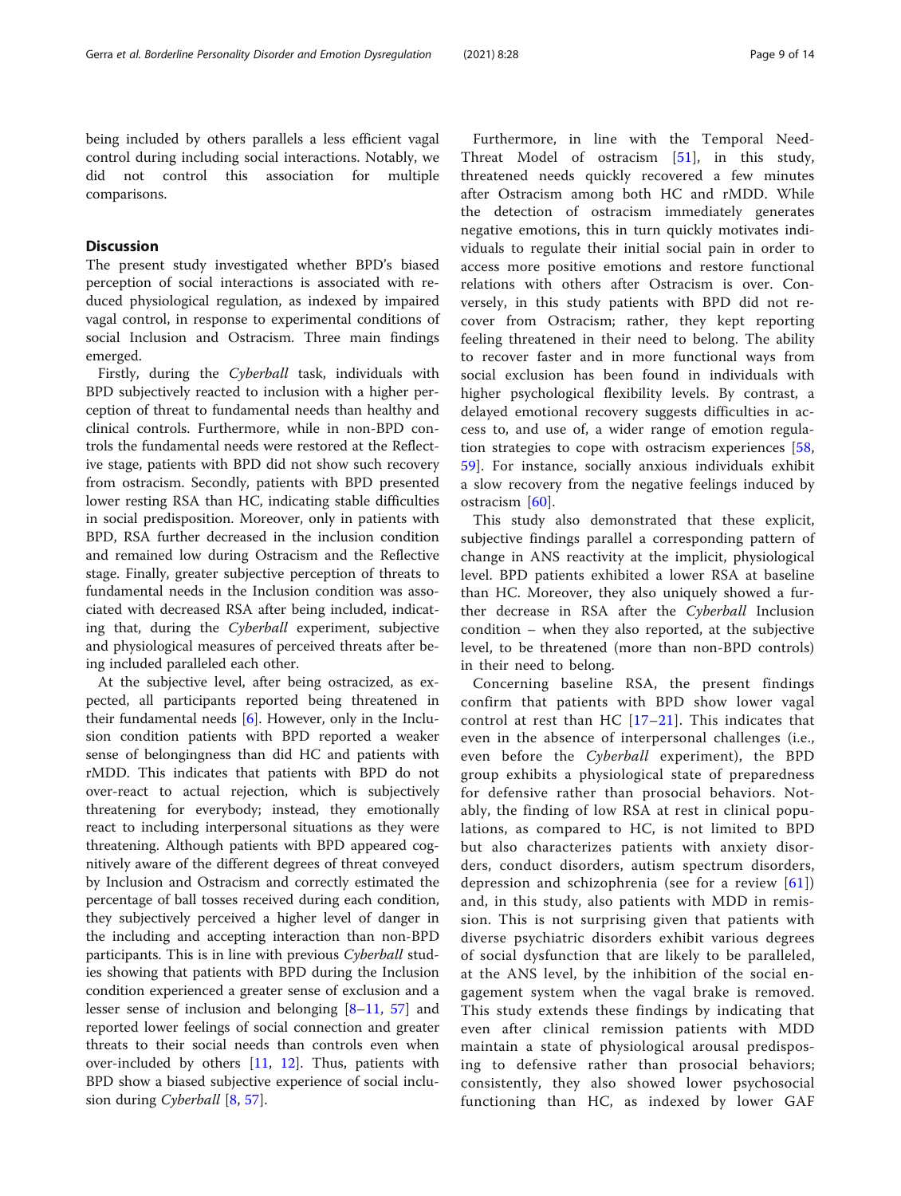being included by others parallels a less efficient vagal control during including social interactions. Notably, we did not control this association for multiple comparisons.

## Discussion

The present study investigated whether BPD's biased perception of social interactions is associated with reduced physiological regulation, as indexed by impaired vagal control, in response to experimental conditions of social Inclusion and Ostracism. Three main findings emerged.

Firstly, during the *Cyberball* task, individuals with BPD subjectively reacted to inclusion with a higher perception of threat to fundamental needs than healthy and clinical controls. Furthermore, while in non-BPD controls the fundamental needs were restored at the Reflective stage, patients with BPD did not show such recovery from ostracism. Secondly, patients with BPD presented lower resting RSA than HC, indicating stable difficulties in social predisposition. Moreover, only in patients with BPD, RSA further decreased in the inclusion condition and remained low during Ostracism and the Reflective stage. Finally, greater subjective perception of threats to fundamental needs in the Inclusion condition was associated with decreased RSA after being included, indicating that, during the *Cyberball* experiment, subjective and physiological measures of perceived threats after being included paralleled each other.

At the subjective level, after being ostracized, as expected, all participants reported being threatened in their fundamental needs [6]. However, only in the Inclusion condition patients with BPD reported a weaker sense of belongingness than did HC and patients with rMDD. This indicates that patients with BPD do not over-react to actual rejection, which is subjectively threatening for everybody; instead, they emotionally react to including interpersonal situations as they were threatening. Although patients with BPD appeared cognitively aware of the different degrees of threat conveyed by Inclusion and Ostracism and correctly estimated the percentage of ball tosses received during each condition, they subjectively perceived a higher level of danger in the including and accepting interaction than non-BPD participants. This is in line with previous *Cyberball* studies showing that patients with BPD during the Inclusion condition experienced a greater sense of exclusion and a lesser sense of inclusion and belonging [8–11, 57] and reported lower feelings of social connection and greater threats to their social needs than controls even when over-included by others [11, 12]. Thus, patients with BPD show a biased subjective experience of social inclusion during *Cyberball* [8, 57].

Furthermore, in line with the Temporal Need-Threat Model of ostracism [51], in this study, threatened needs quickly recovered a few minutes after Ostracism among both HC and rMDD. While the detection of ostracism immediately generates negative emotions, this in turn quickly motivates individuals to regulate their initial social pain in order to access more positive emotions and restore functional relations with others after Ostracism is over. Conversely, in this study patients with BPD did not recover from Ostracism; rather, they kept reporting feeling threatened in their need to belong. The ability to recover faster and in more functional ways from social exclusion has been found in individuals with higher psychological flexibility levels. By contrast, a delayed emotional recovery suggests difficulties in access to, and use of, a wider range of emotion regulation strategies to cope with ostracism experiences [58, 59]. For instance, socially anxious individuals exhibit a slow recovery from the negative feelings induced by ostracism [60].

This study also demonstrated that these explicit, subjective findings parallel a corresponding pattern of change in ANS reactivity at the implicit, physiological level. BPD patients exhibited a lower RSA at baseline than HC. Moreover, they also uniquely showed a further decrease in RSA after the *Cyberball* Inclusion condition – when they also reported, at the subjective level, to be threatened (more than non-BPD controls) in their need to belong.

Concerning baseline RSA, the present findings confirm that patients with BPD show lower vagal control at rest than HC [17–21]. This indicates that even in the absence of interpersonal challenges (i.e., even before the *Cyberball* experiment), the BPD group exhibits a physiological state of preparedness for defensive rather than prosocial behaviors. Notably, the finding of low RSA at rest in clinical populations, as compared to HC, is not limited to BPD but also characterizes patients with anxiety disorders, conduct disorders, autism spectrum disorders, depression and schizophrenia (see for a review [61]) and, in this study, also patients with MDD in remission. This is not surprising given that patients with diverse psychiatric disorders exhibit various degrees of social dysfunction that are likely to be paralleled, at the ANS level, by the inhibition of the social engagement system when the vagal brake is removed. This study extends these findings by indicating that even after clinical remission patients with MDD maintain a state of physiological arousal predisposing to defensive rather than prosocial behaviors; consistently, they also showed lower psychosocial functioning than HC, as indexed by lower GAF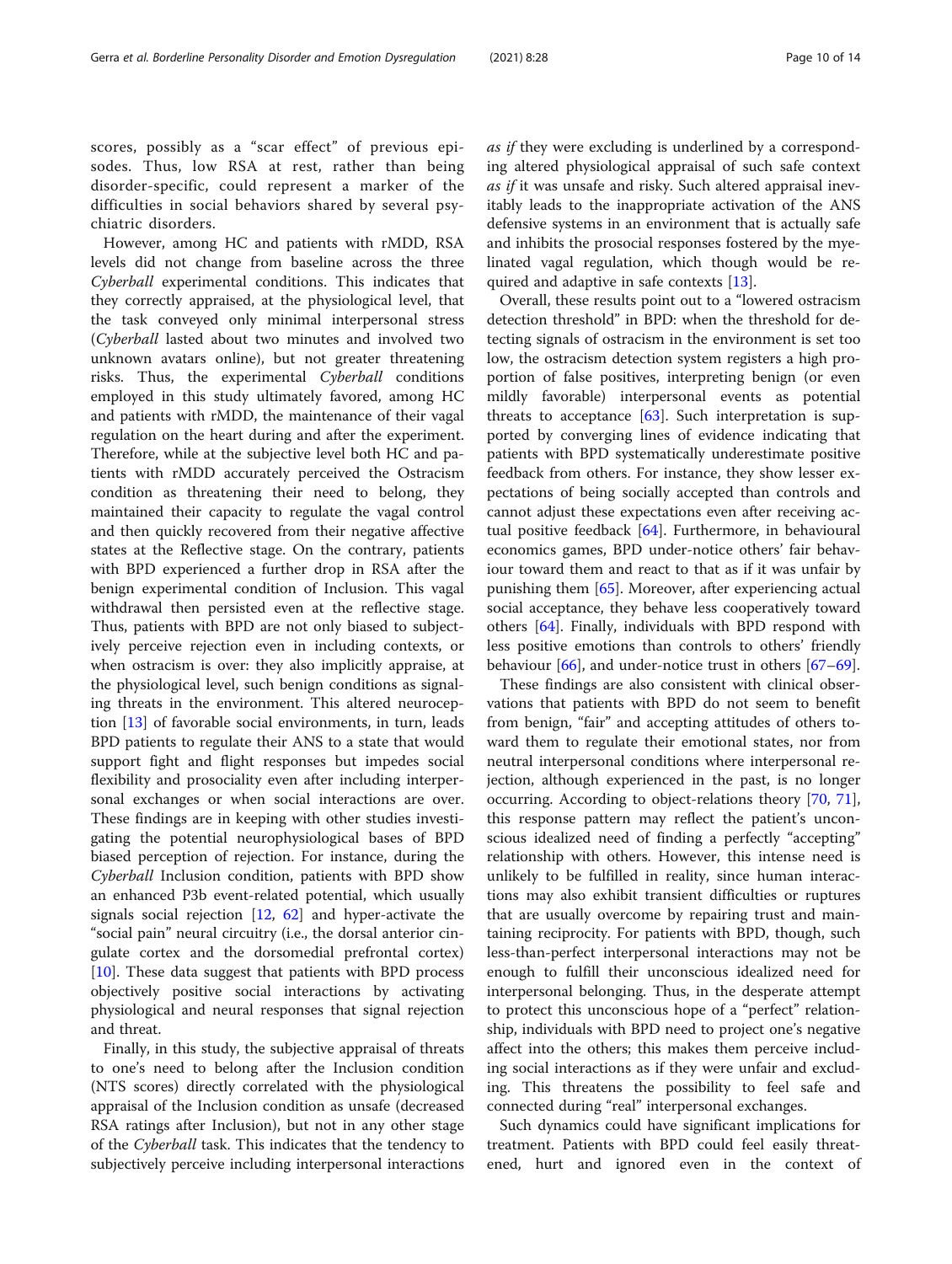scores, possibly as a "scar effect" of previous episodes. Thus, low RSA at rest, rather than being disorder-specific, could represent a marker of the difficulties in social behaviors shared by several psychiatric disorders.

However, among HC and patients with rMDD, RSA levels did not change from baseline across the three *Cyberball* experimental conditions. This indicates that they correctly appraised, at the physiological level, that the task conveyed only minimal interpersonal stress (*Cyberball* lasted about two minutes and involved two unknown avatars online), but not greater threatening risks. Thus, the experimental *Cyberball* conditions employed in this study ultimately favored, among HC and patients with rMDD, the maintenance of their vagal regulation on the heart during and after the experiment. Therefore, while at the subjective level both HC and patients with rMDD accurately perceived the Ostracism condition as threatening their need to belong, they maintained their capacity to regulate the vagal control and then quickly recovered from their negative affective states at the Reflective stage. On the contrary, patients with BPD experienced a further drop in RSA after the benign experimental condition of Inclusion. This vagal withdrawal then persisted even at the reflective stage. Thus, patients with BPD are not only biased to subjectively perceive rejection even in including contexts, or when ostracism is over: they also implicitly appraise, at the physiological level, such benign conditions as signaling threats in the environment. This altered neuroception [13] of favorable social environments, in turn, leads BPD patients to regulate their ANS to a state that would support fight and flight responses but impedes social flexibility and prosociality even after including interpersonal exchanges or when social interactions are over. These findings are in keeping with other studies investigating the potential neurophysiological bases of BPD biased perception of rejection. For instance, during the *Cyberball* Inclusion condition, patients with BPD show an enhanced P3b event-related potential, which usually signals social rejection [12, 62] and hyper-activate the "social pain" neural circuitry (i.e., the dorsal anterior cingulate cortex and the dorsomedial prefrontal cortex) [10]. These data suggest that patients with BPD process objectively positive social interactions by activating physiological and neural responses that signal rejection and threat.

Finally, in this study, the subjective appraisal of threats to one's need to belong after the Inclusion condition (NTS scores) directly correlated with the physiological appraisal of the Inclusion condition as unsafe (decreased RSA ratings after Inclusion), but not in any other stage of the *Cyberball* task. This indicates that the tendency to subjectively perceive including interpersonal interactions *as if* they were excluding is underlined by a corresponding altered physiological appraisal of such safe context *as if* it was unsafe and risky. Such altered appraisal inevitably leads to the inappropriate activation of the ANS defensive systems in an environment that is actually safe and inhibits the prosocial responses fostered by the myelinated vagal regulation, which though would be required and adaptive in safe contexts [13].

Overall, these results point out to a "lowered ostracism detection threshold" in BPD: when the threshold for detecting signals of ostracism in the environment is set too low, the ostracism detection system registers a high proportion of false positives, interpreting benign (or even mildly favorable) interpersonal events as potential threats to acceptance [63]. Such interpretation is supported by converging lines of evidence indicating that patients with BPD systematically underestimate positive feedback from others. For instance, they show lesser expectations of being socially accepted than controls and cannot adjust these expectations even after receiving actual positive feedback [64]. Furthermore, in behavioural economics games, BPD under-notice others' fair behaviour toward them and react to that as if it was unfair by punishing them [65]. Moreover, after experiencing actual social acceptance, they behave less cooperatively toward others [64]. Finally, individuals with BPD respond with less positive emotions than controls to others' friendly behaviour [66], and under-notice trust in others [67–69].

These findings are also consistent with clinical observations that patients with BPD do not seem to benefit from benign, "fair" and accepting attitudes of others toward them to regulate their emotional states, nor from neutral interpersonal conditions where interpersonal rejection, although experienced in the past, is no longer occurring. According to object-relations theory [70, 71], this response pattern may reflect the patient's unconscious idealized need of finding a perfectly "accepting" relationship with others. However, this intense need is unlikely to be fulfilled in reality, since human interactions may also exhibit transient difficulties or ruptures that are usually overcome by repairing trust and maintaining reciprocity. For patients with BPD, though, such less-than-perfect interpersonal interactions may not be enough to fulfill their unconscious idealized need for interpersonal belonging. Thus, in the desperate attempt to protect this unconscious hope of a "perfect" relationship, individuals with BPD need to project one's negative affect into the others; this makes them perceive including social interactions as if they were unfair and excluding. This threatens the possibility to feel safe and connected during "real" interpersonal exchanges.

Such dynamics could have significant implications for treatment. Patients with BPD could feel easily threatened, hurt and ignored even in the context of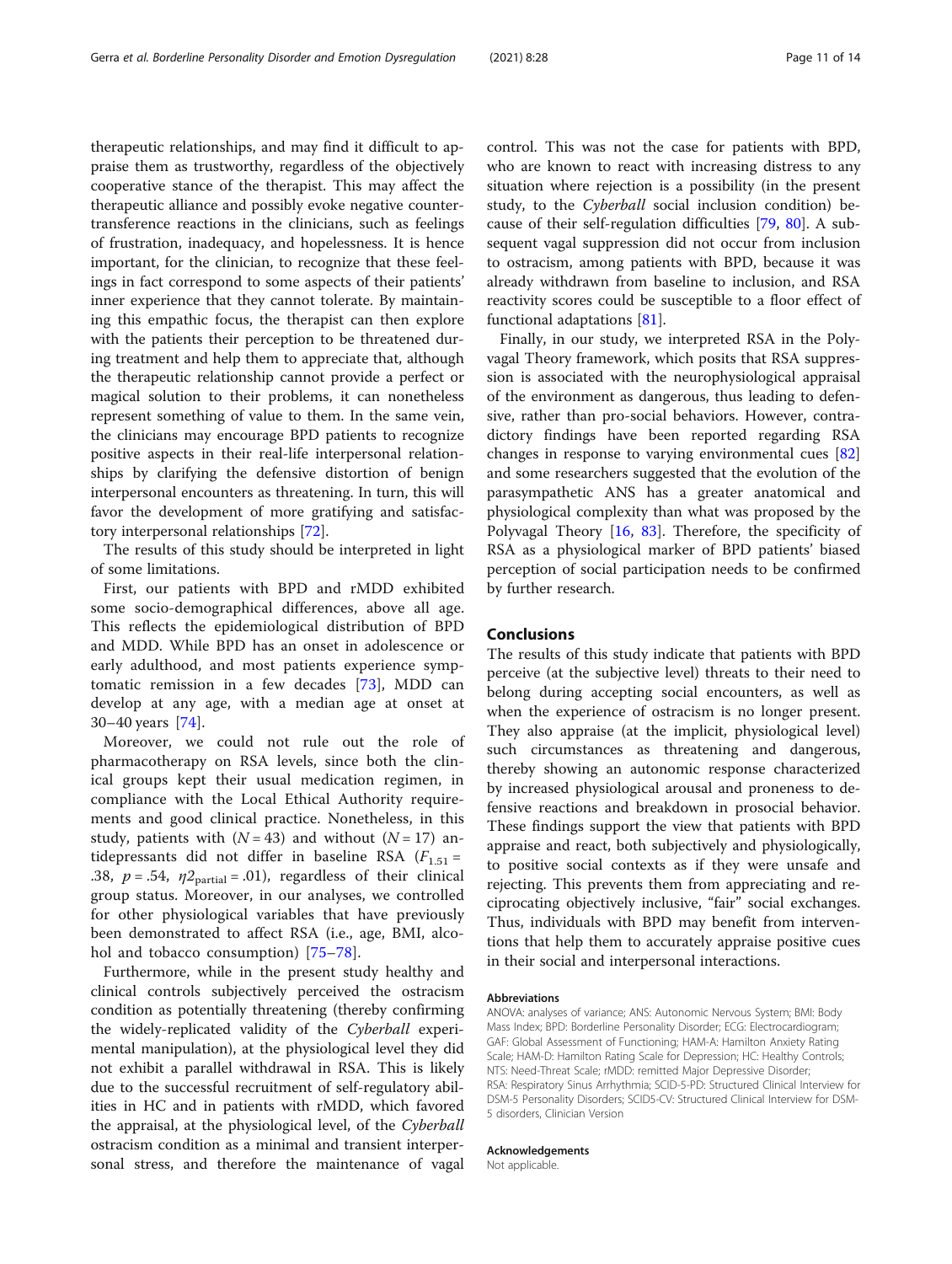therapeutic relationships, and may find it difficult to appraise them as trustworthy, regardless of the objectively cooperative stance of the therapist. This may affect the therapeutic alliance and possibly evoke negative countertransference reactions in the clinicians, such as feelings of frustration, inadequacy, and hopelessness. It is hence important, for the clinician, to recognize that these feelings in fact correspond to some aspects of their patients' inner experience that they cannot tolerate. By maintaining this empathic focus, the therapist can then explore with the patients their perception to be threatened during treatment and help them to appreciate that, although the therapeutic relationship cannot provide a perfect or magical solution to their problems, it can nonetheless represent something of value to them. In the same vein, the clinicians may encourage BPD patients to recognize positive aspects in their real-life interpersonal relationships by clarifying the defensive distortion of benign interpersonal encounters as threatening. In turn, this will favor the development of more gratifying and satisfactory interpersonal relationships [72].

The results of this study should be interpreted in light of some limitations.

First, our patients with BPD and rMDD exhibited some socio-demographical differences, above all age. This reflects the epidemiological distribution of BPD and MDD. While BPD has an onset in adolescence or early adulthood, and most patients experience symptomatic remission in a few decades [73], MDD can develop at any age, with a median age at onset at 30–40 years [74].

Moreover, we could not rule out the role of pharmacotherapy on RSA levels, since both the clinical groups kept their usual medication regimen, in compliance with the Local Ethical Authority requirements and good clinical practice. Nonetheless, in this study, patients with ($N = 43$) and without ($N = 17$) antidepressants did not differ in baseline RSA ($F_{1.51} = .38$, $p = .54$, $\eta2_{\text{partial}} = .01$), regardless of their clinical group status. Moreover, in our analyses, we controlled for other physiological variables that have previously been demonstrated to affect RSA (i.e., age, BMI, alcohol and tobacco consumption) [75–78].

Furthermore, while in the present study healthy and clinical controls subjectively perceived the ostracism condition as potentially threatening (thereby confirming the widely-replicated validity of the *Cyberball* experimental manipulation), at the physiological level they did not exhibit a parallel withdrawal in RSA. This is likely due to the successful recruitment of self-regulatory abilities in HC and in patients with rMDD, which favored the appraisal, at the physiological level, of the *Cyberball* ostracism condition as a minimal and transient interpersonal stress, and therefore the maintenance of vagal control. This was not the case for patients with BPD, who are known to react with increasing distress to any situation where rejection is a possibility (in the present study, to the *Cyberball* social inclusion condition) because of their self-regulation difficulties [79, 80]. A subsequent vagal suppression did not occur from inclusion to ostracism, among patients with BPD, because it was already withdrawn from baseline to inclusion, and RSA reactivity scores could be susceptible to a floor effect of functional adaptations [81].

Finally, in our study, we interpreted RSA in the Polyvagal Theory framework, which posits that RSA suppression is associated with the neurophysiological appraisal of the environment as dangerous, thus leading to defensive, rather than pro-social behaviors. However, contradictory findings have been reported regarding RSA changes in response to varying environmental cues [82] and some researchers suggested that the evolution of the parasympathetic ANS has a greater anatomical and physiological complexity than what was proposed by the Polyvagal Theory [16, 83]. Therefore, the specificity of RSA as a physiological marker of BPD patients' biased perception of social participation needs to be confirmed by further research.

## Conclusions

The results of this study indicate that patients with BPD perceive (at the subjective level) threats to their need to belong during accepting social encounters, as well as when the experience of ostracism is no longer present. They also appraise (at the implicit, physiological level) such circumstances as threatening and dangerous, thereby showing an autonomic response characterized by increased physiological arousal and proneness to defensive reactions and breakdown in prosocial behavior. These findings support the view that patients with BPD appraise and react, both subjectively and physiologically, to positive social contexts as if they were unsafe and rejecting. This prevents them from appreciating and reciprocating objectively inclusive, "fair" social exchanges. Thus, individuals with BPD may benefit from interventions that help them to accurately appraise positive cues in their social and interpersonal interactions.

#### Abbreviations

ANOVA: analyses of variance; ANS: Autonomic Nervous System; BMI: Body Mass Index; BPD: Borderline Personality Disorder; ECG: Electrocardiogram; GAF: Global Assessment of Functioning; HAM-A: Hamilton Anxiety Rating Scale; HAM-D: Hamilton Rating Scale for Depression; HC: Healthy Controls; NTS: Need-Threat Scale; rMDD: remitted Major Depressive Disorder; RSA: Respiratory Sinus Arrhythmia; SCID-5-PD: Structured Clinical Interview for DSM-5 Personality Disorders; SCID5-CV: Structured Clinical Interview for DSM-5 disorders, Clinician Version

#### Acknowledgements

Not applicable.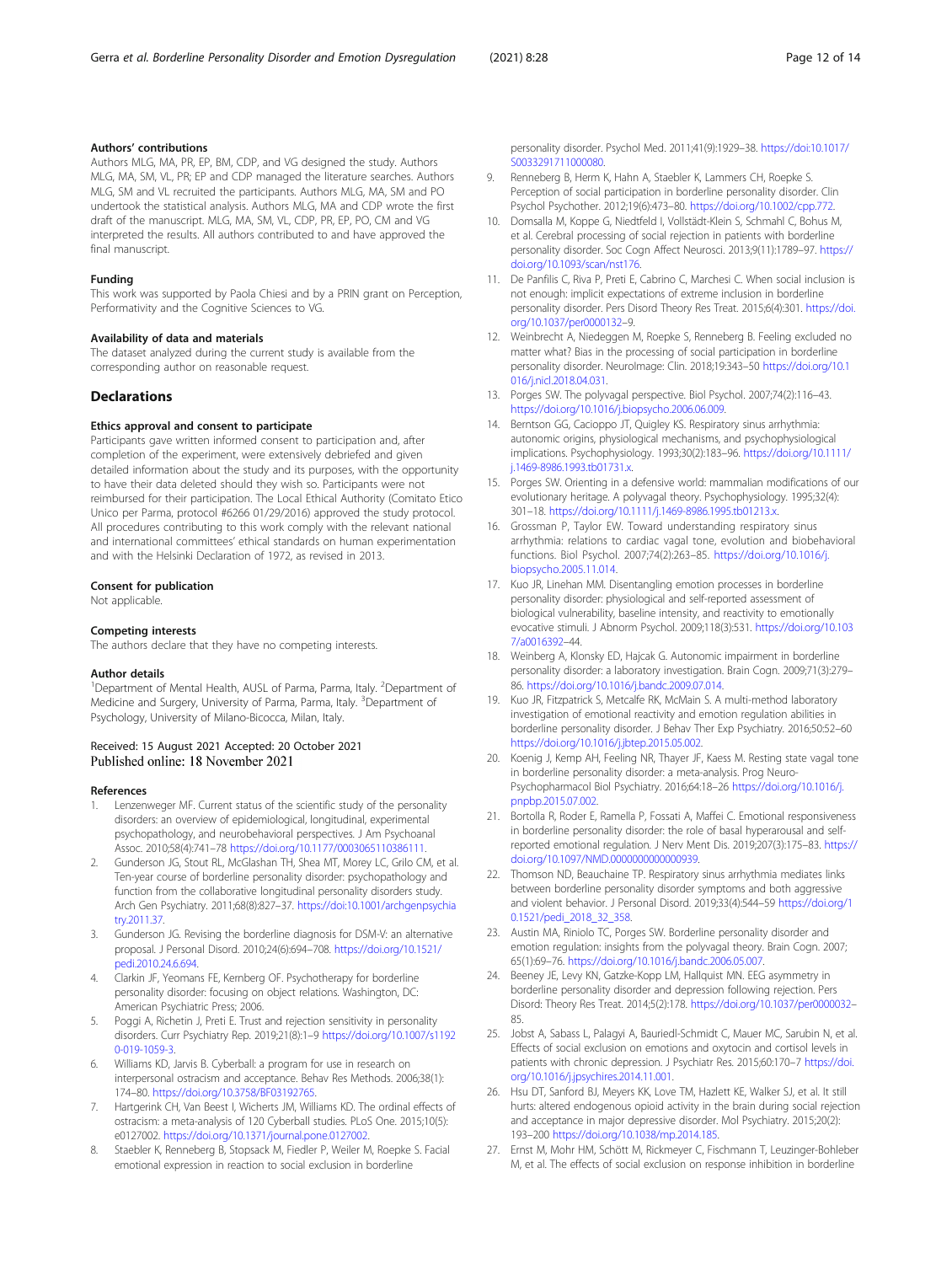### Authors' contributions

Authors MLG, MA, PR, EP, BM, CDP, and VG designed the study. Authors MLG, MA, SM, VL, PR; EP and CDP managed the literature searches. Authors MLG, SM and VL recruited the participants. Authors MLG, SM and PO undertook the statistical analysis. Authors MLG, MA and CDP wrote the first draft of the manuscript. MLG, MA, SM, VL, CDP, PR, EP, PO, CM and VG interpreted the results. All authors contributed to and have approved the final manuscript.

### Funding

This work was supported by Paola Chiesi and by a PRIN grant on Perception, Performativity and the Cognitive Sciences to VG.

### Availability of data and materials

The dataset analyzed during the current study is available from the corresponding author on reasonable request.

## Declarations

### Ethics approval and consent to participate

Participants gave written informed consent to participation and, after completion of the experiment, were extensively debriefed and given detailed information about the study and its purposes, with the opportunity to have their data deleted should they wish so. Participants were not reimbursed for their participation. The Local Ethical Authority (Comitato Etico Unico per Parma, protocol #6266 01/29/2016) approved the study protocol. All procedures contributing to this work comply with the relevant national and international committees' ethical standards on human experimentation and with the Helsinki Declaration of 1972, as revised in 2013.

### Consent for publication

Not applicable.

### Competing interests

The authors declare that they have no competing interests.

### Author details

[1]Department of Mental Health, AUSL of Parma, Parma, Italy. [2]Department of Medicine and Surgery, University of Parma, Parma, Italy. [3]Department of Psychology, University of Milano-Bicocca, Milan, Italy.

Received: 15 August 2021 Accepted: 20 October 2021
Published online: 18 November 2021

### References

1. Lenzenweger MF. Current status of the scientific study of the personality disorders: an overview of epidemiological, longitudinal, experimental psychopathology, and neurobehavioral perspectives. J Am Psychoanal Assoc. 2010;58(4):741–78 https://doi.org/10.1177/0003065110386111.
2. Gunderson JG, Stout RL, McGlashan TH, Shea MT, Morey LC, Grilo CM, et al. Ten-year course of borderline personality disorder: psychopathology and function from the collaborative longitudinal personality disorders study. Arch Gen Psychiatry. 2011;68(8):827–37. https://doi:10.1001/archgenpsychiatry.2011.37.
3. Gunderson JG. Revising the borderline diagnosis for DSM-V: an alternative proposal. J Personal Disord. 2010;24(6):694–708. https://doi.org/10.1521/pedi.2010.24.6.694.
4. Clarkin JF, Yeomans FE, Kernberg OF. Psychotherapy for borderline personality disorder: focusing on object relations. Washington, DC: American Psychiatric Press; 2006.
5. Poggi A, Richetin J, Preti E. Trust and rejection sensitivity in personality disorders. Curr Psychiatry Rep. 2019;21(8):1–9 https://doi.org/10.1007/s11920-019-1059-3.
6. Williams KD, Jarvis B. Cyberball: a program for use in research on interpersonal ostracism and acceptance. Behav Res Methods. 2006;38(1): 174–80. https://doi.org/10.3758/BF03192765.
7. Hartgerink CH, Van Beest I, Wicherts JM, Williams KD. The ordinal effects of ostracism: a meta-analysis of 120 Cyberball studies. PLoS One. 2015;10(5): e0127002. https://doi.org/10.1371/journal.pone.0127002.
8. Staebler K, Renneberg B, Stopsack M, Fiedler P, Weiler M, Roepke S. Facial emotional expression in reaction to social exclusion in borderline personality disorder. Psychol Med. 2011;41(9):1929–38. https://doi:10.1017/S0033291711000080.
9. Renneberg B, Herm K, Hahn A, Staebler K, Lammers CH, Roepke S. Perception of social participation in borderline personality disorder. Clin Psychol Psychother. 2012;19(6):473–80. https://doi.org/10.1002/cpp.772.
10. Domsalla M, Koppe G, Niedtfeld I, Vollstädt-Klein S, Schmahl C, Bohus M, et al. Cerebral processing of social rejection in patients with borderline personality disorder. Soc Cogn Affect Neurosci. 2013;9(11):1789–97. https://doi.org/10.1093/scan/nst176.
11. De Panfilis C, Riva P, Preti E, Cabrino C, Marchesi C. When social inclusion is not enough: implicit expectations of extreme inclusion in borderline personality disorder. Pers Disord Theory Res Treat. 2015;6(4):301. https://doi.org/10.1037/per0000132–9.
12. Weinbrecht A, Niedeggen M, Roepke S, Renneberg B. Feeling excluded no matter what? Bias in the processing of social participation in borderline personality disorder. NeuroImage: Clin. 2018;19:343–50 https://doi.org/10.1016/j.nicl.2018.04.031.
13. Porges SW. The polyvagal perspective. Biol Psychol. 2007;74(2):116–43. https://doi.org/10.1016/j.biopsycho.2006.06.009.
14. Berntson GG, Cacioppo JT, Quigley KS. Respiratory sinus arrhythmia: autonomic origins, physiological mechanisms, and psychophysiological implications. Psychophysiology. 1993;30(2):183–96. https://doi.org/10.1111/j.1469-8986.1993.tb01731.x.
15. Porges SW. Orienting in a defensive world: mammalian modifications of our evolutionary heritage. A polyvagal theory. Psychophysiology. 1995;32(4): 301–18. https://doi.org/10.1111/j.1469-8986.1995.tb01213.x.
16. Grossman P, Taylor EW. Toward understanding respiratory sinus arrhythmia: relations to cardiac vagal tone, evolution and biobehavioral functions. Biol Psychol. 2007;74(2):263–85. https://doi.org/10.1016/j.biopsycho.2005.11.014.
17. Kuo JR, Linehan MM. Disentangling emotion processes in borderline personality disorder: physiological and self-reported assessment of biological vulnerability, baseline intensity, and reactivity to emotionally evocative stimuli. J Abnorm Psychol. 2009;118(3):531. https://doi.org/10.1037/a0016392–44.
18. Weinberg A, Klonsky ED, Hajcak G. Autonomic impairment in borderline personality disorder: a laboratory investigation. Brain Cogn. 2009;71(3):279–86. https://doi.org/10.1016/j.bandc.2009.07.014.
19. Kuo JR, Fitzpatrick S, Metcalfe RK, McMain S. A multi-method laboratory investigation of emotional reactivity and emotion regulation abilities in borderline personality disorder. J Behav Ther Exp Psychiatry. 2016;50:52–60 https://doi.org/10.1016/j.jbtep.2015.05.002.
20. Koenig J, Kemp AH, Feeling NR, Thayer JF, Kaess M. Resting state vagal tone in borderline personality disorder: a meta-analysis. Prog Neuro-Psychopharmacol Biol Psychiatry. 2016;64:18–26 https://doi.org/10.1016/j.pnpbp.2015.07.002.
21. Bortolla R, Roder E, Ramella P, Fossati A, Maffei C. Emotional responsiveness in borderline personality disorder: the role of basal hyperarousal and self-reported emotional regulation. J Nerv Ment Dis. 2019;207(3):175–83. https://doi.org/10.1097/NMD.0000000000000939.
22. Thomson ND, Beauchaine TP. Respiratory sinus arrhythmia mediates links between borderline personality disorder symptoms and both aggressive and violent behavior. J Personal Disord. 2019;33(4):544–59 https://doi.org/10.1521/pedi_2018_32_358.
23. Austin MA, Riniolo TC, Porges SW. Borderline personality disorder and emotion regulation: insights from the polyvagal theory. Brain Cogn. 2007; 65(1):69–76. https://doi.org/10.1016/j.bandc.2006.05.007.
24. Beeney JE, Levy KN, Gatzke-Kopp LM, Hallquist MN. EEG asymmetry in borderline personality disorder and depression following rejection. Pers Disord: Theory Res Treat. 2014;5(2):178. https://doi.org/10.1037/per0000032–85.
25. Jobst A, Sabass L, Palagyi A, Bauriedl-Schmidt C, Mauer MC, Sarubin N, et al. Effects of social exclusion on emotions and oxytocin and cortisol levels in patients with chronic depression. J Psychiatr Res. 2015;60:170–7 https://doi.org/10.1016/j.jpsychires.2014.11.001.
26. Hsu DT, Sanford BJ, Meyers KK, Love TM, Hazlett KE, Walker SJ, et al. It still hurts: altered endogenous opioid activity in the brain during social rejection and acceptance in major depressive disorder. Mol Psychiatry. 2015;20(2): 193–200 https://doi.org/10.1038/mp.2014.185.
27. Ernst M, Mohr HM, Schött M, Rickmeyer C, Fischmann T, Leuzinger-Bohleber M, et al. The effects of social exclusion on response inhibition in borderline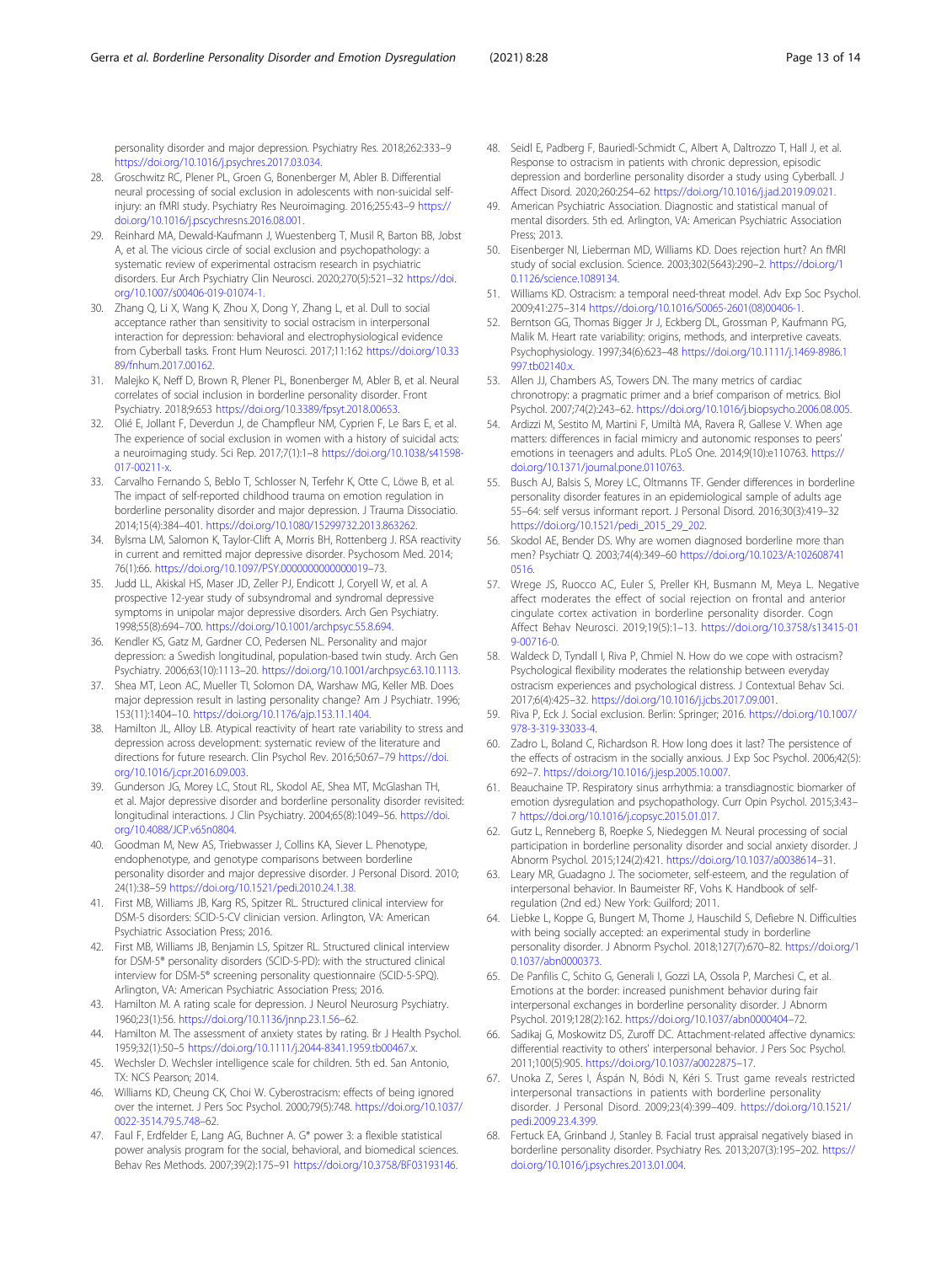personality disorder and major depression. Psychiatry Res. 2018;262:333–9 https://doi.org/10.1016/j.psychres.2017.03.034.

28. Groschwitz RC, Plener PL, Groen G, Bonenberger M, Abler B. Differential neural processing of social exclusion in adolescents with non-suicidal self-injury: an fMRI study. Psychiatry Res Neuroimaging. 2016;255:43–9 https://doi.org/10.1016/j.pscychresns.2016.08.001.
29. Reinhard MA, Dewald-Kaufmann J, Wuestenberg T, Musil R, Barton BB, Jobst A, et al. The vicious circle of social exclusion and psychopathology: a systematic review of experimental ostracism research in psychiatric disorders. Eur Arch Psychiatry Clin Neurosci. 2020;270(5):521–32 https://doi.org/10.1007/s00406-019-01074-1.
30. Zhang Q, Li X, Wang K, Zhou X, Dong Y, Zhang L, et al. Dull to social acceptance rather than sensitivity to social ostracism in interpersonal interaction for depression: behavioral and electrophysiological evidence from Cyberball tasks. Front Hum Neurosci. 2017;11:162 https://doi.org/10.3389/fnhum.2017.00162.
31. Malejko K, Neff D, Brown R, Plener PL, Bonenberger M, Abler B, et al. Neural correlates of social inclusion in borderline personality disorder. Front Psychiatry. 2018;9:653 https://doi.org/10.3389/fpsyt.2018.00653.
32. Olié E, Jollant F, Deverdun J, de Champfleur NM, Cyprien F, Le Bars E, et al. The experience of social exclusion in women with a history of suicidal acts: a neuroimaging study. Sci Rep. 2017;7(1):1–8 https://doi.org/10.1038/s41598-017-00211-x.
33. Carvalho Fernando S, Beblo T, Schlosser N, Terfehr K, Otte C, Löwe B, et al. The impact of self-reported childhood trauma on emotion regulation in borderline personality disorder and major depression. J Trauma Dissociatio. 2014;15(4):384–401. https://doi.org/10.1080/15299732.2013.863262.
34. Bylsma LM, Salomon K, Taylor-Clift A, Morris BH, Rottenberg J. RSA reactivity in current and remitted major depressive disorder. Psychosom Med. 2014; 76(1):66. https://doi.org/10.1097/PSY.0000000000000019–73.
35. Judd LL, Akiskal HS, Maser JD, Zeller PJ, Endicott J, Coryell W, et al. A prospective 12-year study of subsyndromal and syndromal depressive symptoms in unipolar major depressive disorders. Arch Gen Psychiatry. 1998;55(8):694–700. https://doi.org/10.1001/archpsyc.55.8.694.
36. Kendler KS, Gatz M, Gardner CO, Pedersen NL. Personality and major depression: a Swedish longitudinal, population-based twin study. Arch Gen Psychiatry. 2006;63(10):1113–20. https://doi.org/10.1001/archpsyc.63.10.1113.
37. Shea MT, Leon AC, Mueller TI, Solomon DA, Warshaw MG, Keller MB. Does major depression result in lasting personality change? Am J Psychiatr. 1996; 153(11):1404–10. https://doi.org/10.1176/ajp.153.11.1404.
38. Hamilton JL, Alloy LB. Atypical reactivity of heart rate variability to stress and depression across development: systematic review of the literature and directions for future research. Clin Psychol Rev. 2016;50:67–79 https://doi.org/10.1016/j.cpr.2016.09.003.
39. Gunderson JG, Morey LC, Stout RL, Skodol AE, Shea MT, McGlashan TH, et al. Major depressive disorder and borderline personality disorder revisited: longitudinal interactions. J Clin Psychiatry. 2004;65(8):1049–56. https://doi.org/10.4088/JCP.v65n0804.
40. Goodman M, New AS, Triebwasser J, Collins KA, Siever L. Phenotype, endophenotype, and genotype comparisons between borderline personality disorder and major depressive disorder. J Personal Disord. 2010; 24(1):38–59 https://doi.org/10.1521/pedi.2010.24.1.38.
41. First MB, Williams JB, Karg RS, Spitzer RL. Structured clinical interview for DSM-5 disorders: SCID-5-CV clinician version. Arlington, VA: American Psychiatric Association Press; 2016.
42. First MB, Williams JB, Benjamin LS, Spitzer RL. Structured clinical interview for DSM-5® personality disorders (SCID-5-PD): with the structured clinical interview for DSM-5® screening personality questionnaire (SCID-5-SPQ). Arlington, VA: American Psychiatric Association Press; 2016.
43. Hamilton M. A rating scale for depression. J Neurol Neurosurg Psychiatry. 1960;23(1):56. https://doi.org/10.1136/jnnp.23.1.56–62.
44. Hamilton M. The assessment of anxiety states by rating. Br J Health Psychol. 1959;32(1):50–5 https://doi.org/10.1111/j.2044-8341.1959.tb00467.x.
45. Wechsler D. Wechsler intelligence scale for children. 5th ed. San Antonio, TX: NCS Pearson; 2014.
46. Williams KD, Cheung CK, Choi W. Cyberostracism: effects of being ignored over the internet. J Pers Soc Psychol. 2000;79(5):748. https://doi.org/10.1037/0022-3514.79.5.748–62.
47. Faul F, Erdfelder E, Lang AG, Buchner A. G* power 3: a flexible statistical power analysis program for the social, behavioral, and biomedical sciences. Behav Res Methods. 2007;39(2):175–91 https://doi.org/10.3758/BF03193146.
48. Seidl E, Padberg F, Bauriedl-Schmidt C, Albert A, Daltrozzo T, Hall J, et al. Response to ostracism in patients with chronic depression, episodic depression and borderline personality disorder a study using Cyberball. J Affect Disord. 2020;260:254–62 https://doi.org/10.1016/j.jad.2019.09.021.
49. American Psychiatric Association. Diagnostic and statistical manual of mental disorders. 5th ed. Arlington, VA: American Psychiatric Association Press; 2013.
50. Eisenberger NI, Lieberman MD, Williams KD. Does rejection hurt? An fMRI study of social exclusion. Science. 2003;302(5643):290–2. https://doi.org/10.1126/science.1089134.
51. Williams KD. Ostracism: a temporal need-threat model. Adv Exp Soc Psychol. 2009;41:275–314 https://doi.org/10.1016/S0065-2601(08)00406-1.
52. Berntson GG, Thomas Bigger Jr J, Eckberg DL, Grossman P, Kaufmann PG, Malik M. Heart rate variability: origins, methods, and interpretive caveats. Psychophysiology. 1997;34(6):623–48 https://doi.org/10.1111/j.1469-8986.1997.tb02140.x.
53. Allen JJ, Chambers AS, Towers DN. The many metrics of cardiac chronotropy: a pragmatic primer and a brief comparison of metrics. Biol Psychol. 2007;74(2):243–62. https://doi.org/10.1016/j.biopsycho.2006.08.005.
54. Ardizzi M, Sestito M, Martini F, Umiltà MA, Ravera R, Gallese V. When age matters: differences in facial mimicry and autonomic responses to peers' emotions in teenagers and adults. PLoS One. 2014;9(10):e110763. https://doi.org/10.1371/journal.pone.0110763.
55. Busch AJ, Balsis S, Morey LC, Oltmanns TF. Gender differences in borderline personality disorder features in an epidemiological sample of adults age 55–64: self versus informant report. J Personal Disord. 2016;30(3):419–32 https://doi.org/10.1521/pedi_2015_29_202.
56. Skodol AE, Bender DS. Why are women diagnosed borderline more than men? Psychiatr Q. 2003;74(4):349–60 https://doi.org/10.1023/A:1026087410516.
57. Wrege JS, Ruocco AC, Euler S, Preller KH, Busmann M, Meya L. Negative affect moderates the effect of social rejection on frontal and anterior cingulate cortex activation in borderline personality disorder. Cogn Affect Behav Neurosci. 2019;19(5):1–13. https://doi.org/10.3758/s13415-019-00716-0.
58. Waldeck D, Tyndall I, Riva P, Chmiel N. How do we cope with ostracism? Psychological flexibility moderates the relationship between everyday ostracism experiences and psychological distress. J Contextual Behav Sci. 2017;6(4):425–32. https://doi.org/10.1016/j.jcbs.2017.09.001.
59. Riva P, Eck J. Social exclusion. Berlin: Springer; 2016. https://doi.org/10.1007/978-3-319-33033-4.
60. Zadro L, Boland C, Richardson R. How long does it last? The persistence of the effects of ostracism in the socially anxious. J Exp Soc Psychol. 2006;42(5): 692–7. https://doi.org/10.1016/j.jesp.2005.10.007.
61. Beauchaine TP. Respiratory sinus arrhythmia: a transdiagnostic biomarker of emotion dysregulation and psychopathology. Curr Opin Psychol. 2015;3:43–7 https://doi.org/10.1016/j.copsyc.2015.01.017.
62. Gutz L, Renneberg B, Roepke S, Niedeggen M. Neural processing of social participation in borderline personality disorder and social anxiety disorder. J Abnorm Psychol. 2015;124(2):421. https://doi.org/10.1037/a0038614–31.
63. Leary MR, Guadagno J. The sociometer, self-esteem, and the regulation of interpersonal behavior. In Baumeister RF, Vohs K. Handbook of self-regulation (2nd ed.) New York: Guilford; 2011.
64. Liebke L, Koppe G, Bungert M, Thome J, Hauschild S, Defiebre N. Difficulties with being socially accepted: an experimental study in borderline personality disorder. J Abnorm Psychol. 2018;127(7):670–82. https://doi.org/10.1037/abn0000373.
65. De Panfilis C, Schito G, Generali I, Gozzi LA, Ossola P, Marchesi C, et al. Emotions at the border: increased punishment behavior during fair interpersonal exchanges in borderline personality disorder. J Abnorm Psychol. 2019;128(2):162. https://doi.org/10.1037/abn0000404–72.
66. Sadikaj G, Moskowitz DS, Zuroff DC. Attachment-related affective dynamics: differential reactivity to others' interpersonal behavior. J Pers Soc Psychol. 2011;100(5):905. https://doi.org/10.1037/a0022875–17.
67. Unoka Z, Seres I, Áspán N, Bódi N, Kéri S. Trust game reveals restricted interpersonal transactions in patients with borderline personality disorder. J Personal Disord. 2009;23(4):399–409. https://doi.org/10.1521/pedi.2009.23.4.399.
68. Fertuck EA, Grinband J, Stanley B. Facial trust appraisal negatively biased in borderline personality disorder. Psychiatry Res. 2013;207(3):195–202. https://doi.org/10.1016/j.psychres.2013.01.004.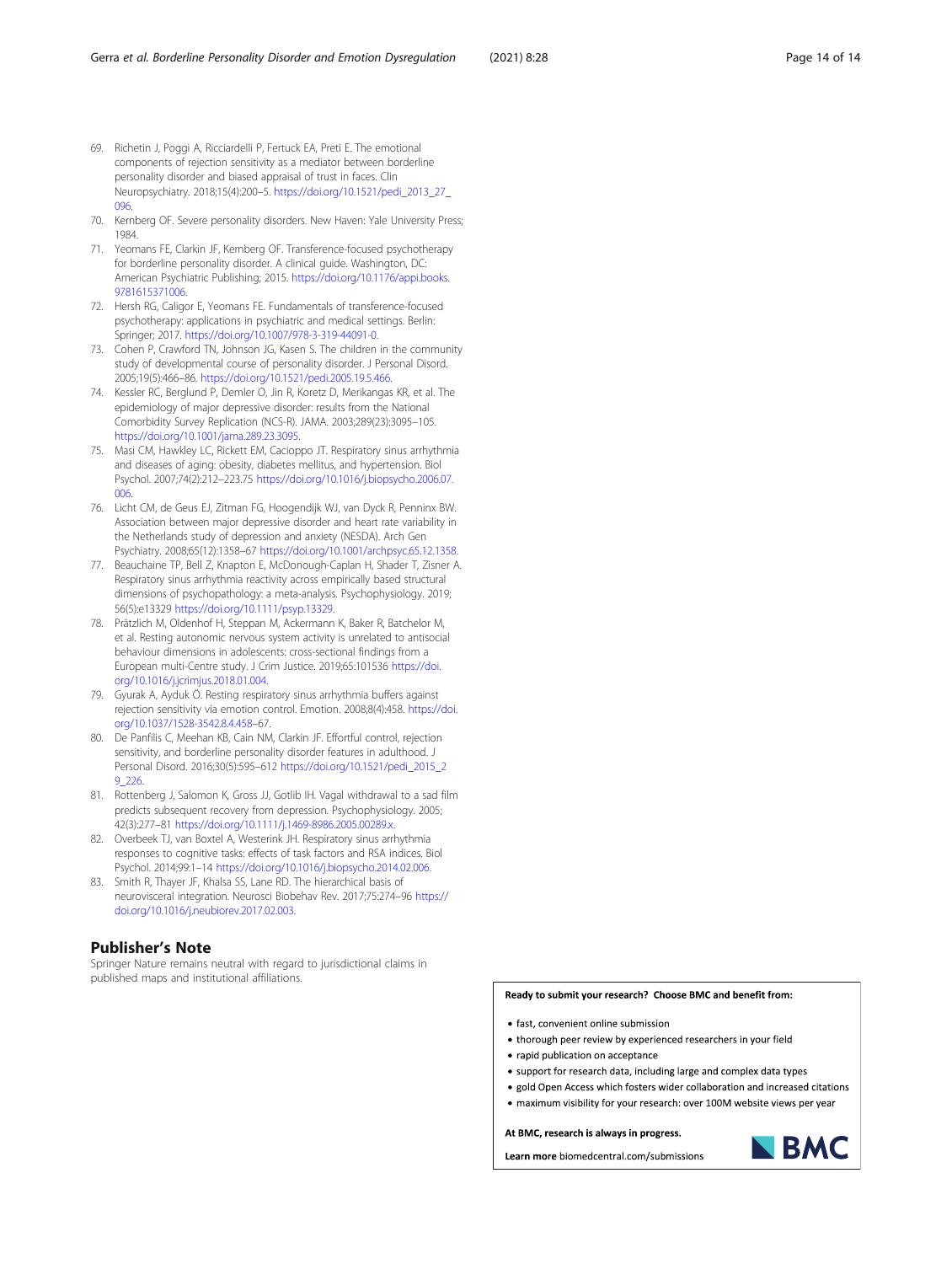69. Richetin J, Poggi A, Ricciardelli P, Fertuck EA, Preti E. The emotional components of rejection sensitivity as a mediator between borderline personality disorder and biased appraisal of trust in faces. Clin Neuropsychiatry. 2018;15(4):200–5. https://doi.org/10.1521/pedi_2013_27_096.
70. Kernberg OF. Severe personality disorders. New Haven: Yale University Press; 1984.
71. Yeomans FE, Clarkin JF, Kernberg OF. Transference-focused psychotherapy for borderline personality disorder. A clinical guide. Washington, DC: American Psychiatric Publishing; 2015. https://doi.org/10.1176/appi.books.9781615371006.
72. Hersh RG, Caligor E, Yeomans FE. Fundamentals of transference-focused psychotherapy: applications in psychiatric and medical settings. Berlin: Springer; 2017. https://doi.org/10.1007/978-3-319-44091-0.
73. Cohen P, Crawford TN, Johnson JG, Kasen S. The children in the community study of developmental course of personality disorder. J Personal Disord. 2005;19(5):466–86. https://doi.org/10.1521/pedi.2005.19.5.466.
74. Kessler RC, Berglund P, Demler O, Jin R, Koretz D, Merikangas KR, et al. The epidemiology of major depressive disorder: results from the National Comorbidity Survey Replication (NCS-R). JAMA. 2003;289(23):3095–105. https://doi.org/10.1001/jama.289.23.3095.
75. Masi CM, Hawkley LC, Rickett EM, Cacioppo JT. Respiratory sinus arrhythmia and diseases of aging: obesity, diabetes mellitus, and hypertension. Biol Psychol. 2007;74(2):212–223.75 https://doi.org/10.1016/j.biopsycho.2006.07.006.
76. Licht CM, de Geus EJ, Zitman FG, Hoogendijk WJ, van Dyck R, Penninx BW. Association between major depressive disorder and heart rate variability in the Netherlands study of depression and anxiety (NESDA). Arch Gen Psychiatry. 2008;65(12):1358–67 https://doi.org/10.1001/archpsyc.65.12.1358.
77. Beauchaine TP, Bell Z, Knapton E, McDonough-Caplan H, Shader T, Zisner A. Respiratory sinus arrhythmia reactivity across empirically based structural dimensions of psychopathology: a meta-analysis. Psychophysiology. 2019;56(5):e13329 https://doi.org/10.1111/psyp.13329.
78. Prätzlich M, Oldenhof H, Steppan M, Ackermann K, Baker R, Batchelor M, et al. Resting autonomic nervous system activity is unrelated to antisocial behaviour dimensions in adolescents: cross-sectional findings from a European multi-Centre study. J Crim Justice. 2019;65:101536 https://doi.org/10.1016/j.jcrimjus.2018.01.004.
79. Gyurak A, Ayduk Ö. Resting respiratory sinus arrhythmia buffers against rejection sensitivity via emotion control. Emotion. 2008;8(4):458. https://doi.org/10.1037/1528-3542.8.4.458–67.
80. De Panfilis C, Meehan KB, Cain NM, Clarkin JF. Effortful control, rejection sensitivity, and borderline personality disorder features in adulthood. J Personal Disord. 2016;30(5):595–612 https://doi.org/10.1521/pedi_2015_29_226.
81. Rottenberg J, Salomon K, Gross JJ, Gotlib IH. Vagal withdrawal to a sad film predicts subsequent recovery from depression. Psychophysiology. 2005;42(3):277–81 https://doi.org/10.1111/j.1469-8986.2005.00289.x.
82. Overbeek TJ, van Boxtel A, Westerink JH. Respiratory sinus arrhythmia responses to cognitive tasks: effects of task factors and RSA indices. Biol Psychol. 2014;99:1–14 https://doi.org/10.1016/j.biopsycho.2014.02.006.
83. Smith R, Thayer JF, Khalsa SS, Lane RD. The hierarchical basis of neurovisceral integration. Neurosci Biobehav Rev. 2017;75:274–96 https://doi.org/10.1016/j.neubiorev.2017.02.003.

## Publisher's Note

Springer Nature remains neutral with regard to jurisdictional claims in published maps and institutional affiliations.

**Ready to submit your research? Choose BMC and benefit from:**

- fast, convenient online submission
- thorough peer review by experienced researchers in your field
- rapid publication on acceptance
- support for research data, including large and complex data types
- gold Open Access which fosters wider collaboration and increased citations
- maximum visibility for your research: over 100M website views per year

**At BMC, research is always in progress.**

**Learn more** biomedcentral.com/submissions

BMC